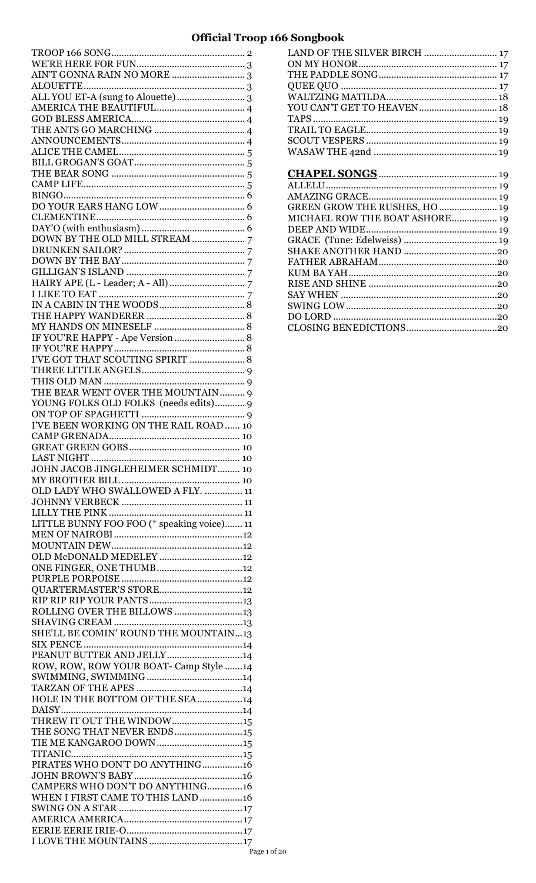# Official Troop 166 Songbook

TROOP 166 SONG.................................................... 2
WE'RE HERE FOR FUN........................................... 3
AIN'T GONNA RAIN NO MORE ............................. 3
ALOUETTE................................................................ 3
ALL YOU ET-A (sung to Alouette)........................... 3
AMERICA THE BEAUTIFUL................................... 4
GOD BLESS AMERICA............................................. 4
THE ANTS GO MARCHING .................................... 4
ANNOUNCEMENTS................................................. 4
ALICE THE CAMEL.................................................. 5
BILL GROGAN'S GOAT............................................ 5
THE BEAR SONG ..................................................... 5
CAMP LIFE................................................................ 5
BINGO........................................................................ 6
DO YOUR EARS HANG LOW ................................. 6
CLEMENTINE........................................................... 6
DAY'O (with enthusiasm)......................................... 6
DOWN BY THE OLD MILL STREAM ..................... 7
DRUNKEN SAILOR?................................................ 7
DOWN BY THE BAY................................................. 7
GILLIGAN'S ISLAND ............................................... 7
HAIRY APE (L - Leader; A - All).............................. 7
I LIKE TO EAT .......................................................... 7
IN A CABIN IN THE WOODS.................................. 8
THE HAPPY WANDERER ........................................ 8
MY HANDS ON MINESELF ..................................... 8
IF YOU'RE HAPPY - Ape Version ............................ 8
IF YOU'RE HAPPY.................................................... 8
I'VE GOT THAT SCOUTING SPIRIT ....................... 8
THREE LITTLE ANGELS.......................................... 9
THIS OLD MAN ........................................................ 9
THE BEAR WENT OVER THE MOUNTAIN........... 9
YOUNG FOLKS OLD FOLKS (needs edits)............ 9
ON TOP OF SPAGHETTI ......................................... 9
I'VE BEEN WORKING ON THE RAIL ROAD ...... 10
CAMP GRENADA.................................................... 10
GREAT GREEN GOBS............................................. 10
LAST NIGHT ........................................................... 10
JOHN JACOB JINGLEHEIMER SCHMIDT......... 10
MY BROTHER BILL ............................................... 10
OLD LADY WHO SWALLOWED A FLY. ............... 11
JOHNNY VERBECK ................................................ 11
LILLY THE PINK ..................................................... 11
LITTLE BUNNY FOO FOO (* speaking voice)....... 11
MEN OF NAIROBI...................................................12
MOUNTAIN DEW....................................................12
OLD McDONALD MEDELEY .................................12
ONE FINGER, ONE THUMB..................................12
PURPLE PORPOISE ................................................12
QUARTERMASTER'S STORE.................................12
RIP RIP RIP YOUR PANTS.....................................13
ROLLING OVER THE BILLOWS ...........................13
SHAVING CREAM ...................................................13
SHE'LL BE COMIN' ROUND THE MOUNTAIN...13
SIX PENCE ...............................................................14
PEANUT BUTTER AND JELLY..............................14
ROW, ROW, ROW YOUR BOAT- Camp Style .......14
SWIMMING, SWIMMING......................................14
TARZAN OF THE APES ..........................................14
HOLE IN THE BOTTOM OF THE SEA..................14
DAISY........................................................................14
THREW IT OUT THE WINDOW............................15
THE SONG THAT NEVER ENDS...........................15
TIE ME KANGAROO DOWN..................................15
TITANIC....................................................................15
PIRATES WHO DON'T DO ANYTHING................16
JOHN BROWN'S BABY...........................................16
CAMPERS WHO DON'T DO ANYTHING..............16
WHEN I FIRST CAME TO THIS LAND.................16
SWING ON A STAR .................................................17
AMERICA AMERICA...............................................17
EERIE EERIE IRIE-O..............................................17
I LOVE THE MOUNTAINS .....................................17
LAND OF THE SILVER BIRCH ............................ 17
ON MY HONOR...................................................... 17
THE PADDLE SONG.............................................. 17
QUEE QUO ............................................................. 17
WALTZING MATILDA........................................... 18
YOU CAN'T GET TO HEAVEN.............................. 18
TAPS ........................................................................ 19
TRAIL TO EAGLE................................................... 19
SCOUT VESPERS ................................................... 19
WASAW THE 42nd ................................................ 19

**CHAPEL SONGS** .............................................. 19
ALLELU................................................................... 19
AMAZING GRACE.................................................. 19
GREEN GROW THE RUSHES, HO ....................... 19
MICHAEL ROW THE BOAT ASHORE.................. 19
DEEP AND WIDE................................................... 19
GRACE (Tune: Edelweiss) ..................................... 19
SHAKE ANOTHER HAND .....................................20
FATHER ABRAHAM...............................................20
KUM BA YAH...........................................................20
RISE AND SHINE ...................................................20
SAY WHEN .............................................................20
SWING LOW............................................................20
DO LORD .................................................................20
CLOSING BENEDICTIONS....................................20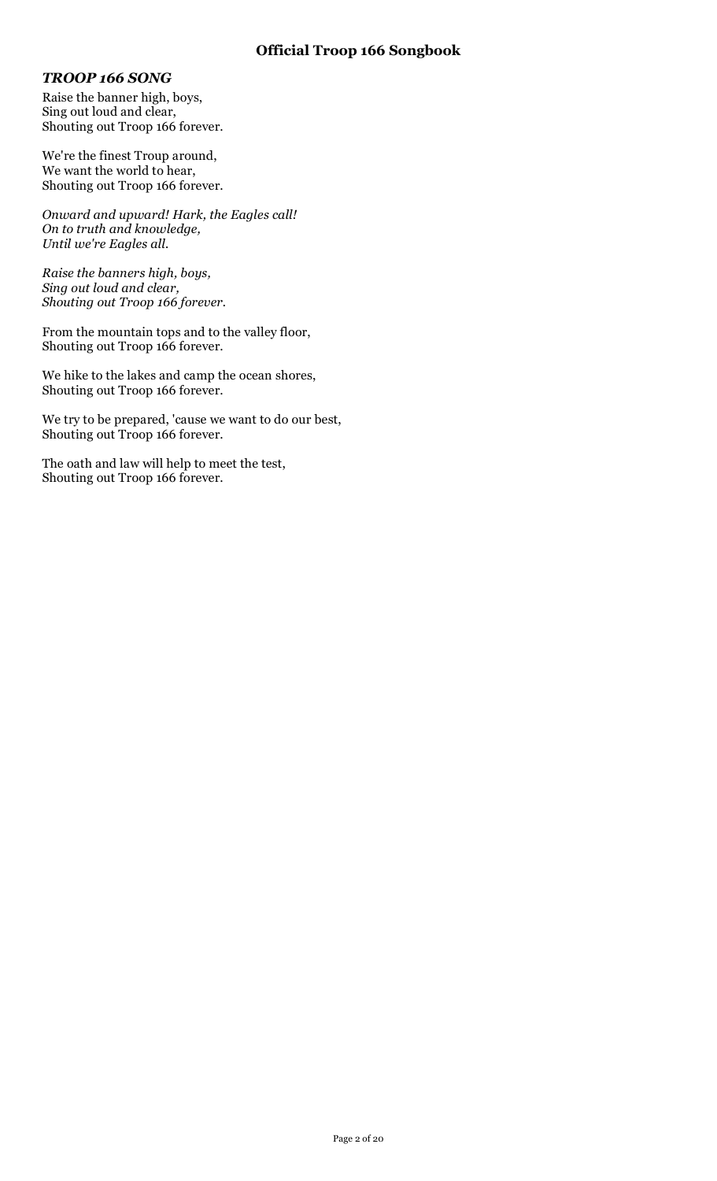## *TROOP 166 SONG*

Raise the banner high, boys,
Sing out loud and clear,
Shouting out Troop 166 forever.

We're the finest Troup around,
We want the world to hear,
Shouting out Troop 166 forever.

*Onward and upward! Hark, the Eagles call!*
*On to truth and knowledge,*
*Until we're Eagles all.*

*Raise the banners high, boys,*
*Sing out loud and clear,*
*Shouting out Troop 166 forever.*

From the mountain tops and to the valley floor,
Shouting out Troop 166 forever.

We hike to the lakes and camp the ocean shores,
Shouting out Troop 166 forever.

We try to be prepared, 'cause we want to do our best,
Shouting out Troop 166 forever.

The oath and law will help to meet the test,
Shouting out Troop 166 forever.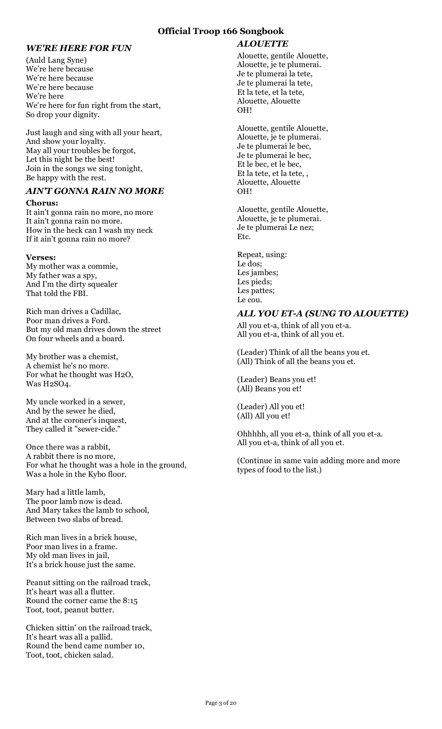# Official Troop 166 Songbook

## *WE'RE HERE FOR FUN*

(Auld Lang Syne)
We're here because
We're here because
We're here because
We're here
We're here for fun right from the start,
So drop your dignity.

Just laugh and sing with all your heart,
And show your loyalty.
May all your troubles be forgot,
Let this night be the best!
Join in the songs we sing tonight,
Be happy with the rest.

## *AIN'T GONNA RAIN NO MORE*

**Chorus:**
It ain't gonna rain no more, no more
It ain't gonna rain no more.
How in the heck can I wash my neck
If it ain't gonna rain no more?

**Verses:**
My mother was a commie,
My father was a spy,
And I'm the dirty squealer
That told the FBI.

Rich man drives a Cadillac,
Poor man drives a Ford.
But my old man drives down the street
On four wheels and a board.

My brother was a chemist,
A chemist he's no more.
For what he thought was $H_2O$,
Was $H_2SO_4$.

My uncle worked in a sewer,
And by the sewer he died,
And at the coroner's inquest,
They called it "sewer-cide."

Once there was a rabbit,
A rabbit there is no more,
For what he thought was a hole in the ground,
Was a hole in the Kybo floor.

Mary had a little lamb,
The poor lamb now is dead.
And Mary takes the lamb to school,
Between two slabs of bread.

Rich man lives in a brick house,
Poor man lives in a frame.
My old man lives in jail,
It's a brick house just the same.

Peanut sitting on the railroad track,
It's heart was all a flutter.
Round the corner came the 8:15
Toot, toot, peanut butter.

Chicken sittin' on the railroad track,
It's heart was all a pallid.
Round the bend came number 10,
Toot, toot, chicken salad.

## *ALOUETTE*

Alouette, gentile Alouette,
Alouette, je te plumerai.
Je te plumerai la tete,
Je te plumerai la tete,
Et la tete, et la tete,
Alouette, Alouette
OH!

Alouette, gentile Alouette,
Alouette, je te plumerai.
Je te plumerai le bec,
Je te plumerai le bec,
Et le bec, et le bec,
Et la tete, et la tete, ,
Alouette, Alouette
OH!

Alouette, gentile Alouette,
Alouette, je te plumerai.
Je te plumerai Le nez;
Etc.

Repeat, using:
Le dos;
Les jambes;
Les pieds;
Les pattes;
Le cou.

## *ALL YOU ET-A (SUNG TO ALOUETTE)*

All you et-a, think of all you et-a.
All you et-a, think of all you et.

(Leader) Think of all the beans you et.
(All) Think of all the beans you et.

(Leader) Beans you et!
(All) Beans you et!

(Leader) All you et!
(All) All you et!

Ohhhhh, all you et-a, think of all you et-a.
All you et-a, think of all you et.

(Continue in same vain adding more and more types of food to the list.)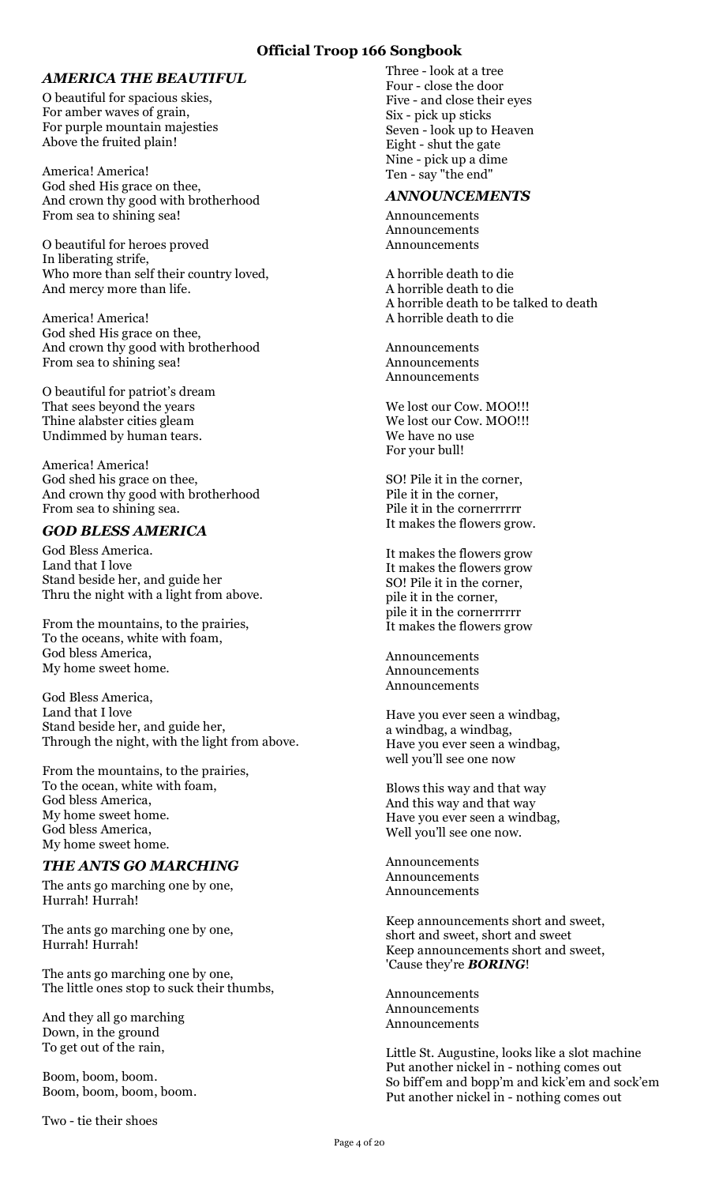# Official Troop 166 Songbook

## *AMERICA THE BEAUTIFUL*

O beautiful for spacious skies,
For amber waves of grain,
For purple mountain majesties
Above the fruited plain!

America! America!
God shed His grace on thee,
And crown thy good with brotherhood
From sea to shining sea!

O beautiful for heroes proved
In liberating strife,
Who more than self their country loved,
And mercy more than life.

America! America!
God shed His grace on thee,
And crown thy good with brotherhood
From sea to shining sea!

O beautiful for patriot's dream
That sees beyond the years
Thine alabster cities gleam
Undimmed by human tears.

America! America!
God shed his grace on thee,
And crown thy good with brotherhood
From sea to shining sea.

## *GOD BLESS AMERICA*

God Bless America.
Land that I love
Stand beside her, and guide her
Thru the night with a light from above.

From the mountains, to the prairies,
To the oceans, white with foam,
God bless America,
My home sweet home.

God Bless America,
Land that I love
Stand beside her, and guide her,
Through the night, with the light from above.

From the mountains, to the prairies,
To the ocean, white with foam,
God bless America,
My home sweet home.
God bless America,
My home sweet home.

## *THE ANTS GO MARCHING*

The ants go marching one by one,
Hurrah! Hurrah!

The ants go marching one by one,
Hurrah! Hurrah!

The ants go marching one by one,
The little ones stop to suck their thumbs,

And they all go marching
Down, in the ground
To get out of the rain,

Boom, boom, boom.
Boom, boom, boom, boom.

Two - tie their shoes
Three - look at a tree
Four - close the door
Five - and close their eyes
Six - pick up sticks
Seven - look up to Heaven
Eight - shut the gate
Nine - pick up a dime
Ten - say "the end"

## *ANNOUNCEMENTS*

Announcements
Announcements
Announcements

A horrible death to die
A horrible death to die
A horrible death to be talked to death
A horrible death to die

Announcements
Announcements
Announcements

We lost our Cow. MOO!!!
We lost our Cow. MOO!!!
We have no use
For your bull!

SO! Pile it in the corner,
Pile it in the corner,
Pile it in the cornerrrrrr
It makes the flowers grow.

It makes the flowers grow
It makes the flowers grow
SO! Pile it in the corner,
pile it in the corner,
pile it in the cornerrrrrr
It makes the flowers grow

Announcements
Announcements
Announcements

Have you ever seen a windbag,
a windbag, a windbag,
Have you ever seen a windbag,
well you'll see one now

Blows this way and that way
And this way and that way
Have you ever seen a windbag,
Well you'll see one now.

Announcements
Announcements
Announcements

Keep announcements short and sweet,
short and sweet, short and sweet
Keep announcements short and sweet,
'Cause they're ***BORING***!

Announcements
Announcements
Announcements

Little St. Augustine, looks like a slot machine
Put another nickel in - nothing comes out
So biff'em and bopp'm and kick'em and sock'em
Put another nickel in - nothing comes out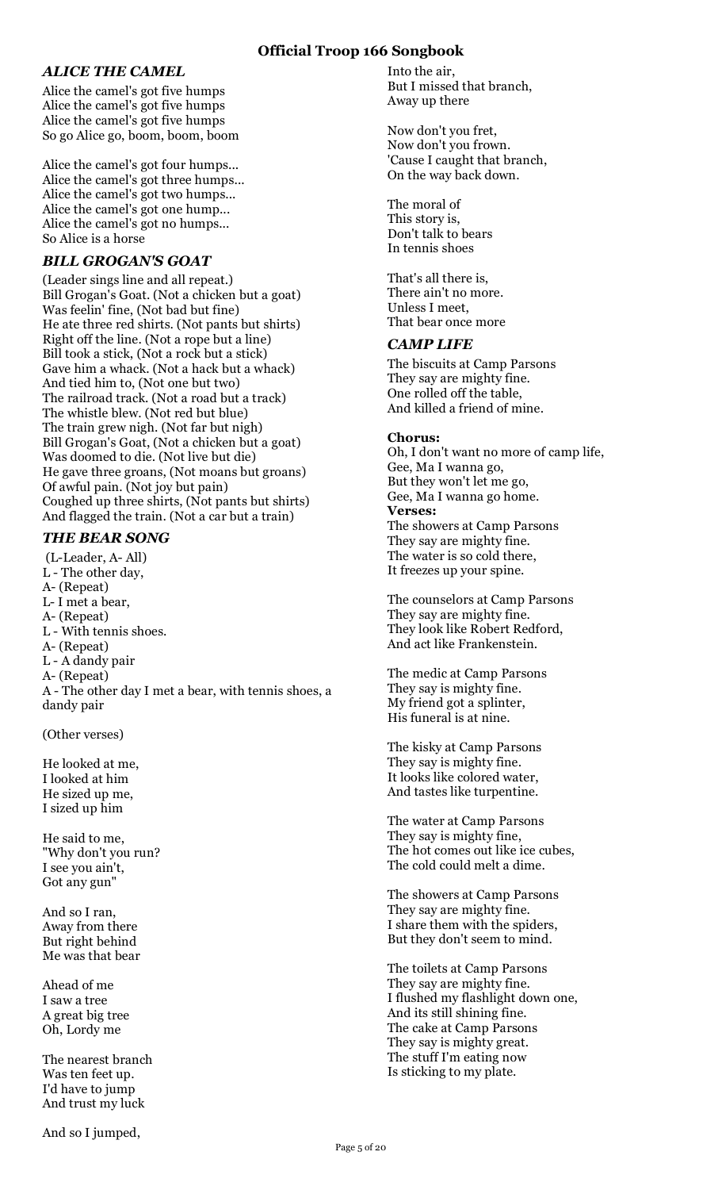# Official Troop 166 Songbook

## *ALICE THE CAMEL*

Alice the camel's got five humps
Alice the camel's got five humps
Alice the camel's got five humps
So go Alice go, boom, boom, boom

Alice the camel's got four humps...
Alice the camel's got three humps...
Alice the camel's got two humps...
Alice the camel's got one hump...
Alice the camel's got no humps...
So Alice is a horse

## *BILL GROGAN'S GOAT*

(Leader sings line and all repeat.)
Bill Grogan's Goat. (Not a chicken but a goat)
Was feelin' fine, (Not bad but fine)
He ate three red shirts. (Not pants but shirts)
Right off the line. (Not a rope but a line)
Bill took a stick, (Not a rock but a stick)
Gave him a whack. (Not a hack but a whack)
And tied him to, (Not one but two)
The railroad track. (Not a road but a track)
The whistle blew. (Not red but blue)
The train grew nigh. (Not far but nigh)
Bill Grogan's Goat, (Not a chicken but a goat)
Was doomed to die. (Not live but die)
He gave three groans, (Not moans but groans)
Of awful pain. (Not joy but pain)
Coughed up three shirts, (Not pants but shirts)
And flagged the train. (Not a car but a train)

## *THE BEAR SONG*

(L-Leader, A- All)
L - The other day,
A- (Repeat)
L- I met a bear,
A- (Repeat)
L - With tennis shoes.
A- (Repeat)
L - A dandy pair
A- (Repeat)
A - The other day I met a bear, with tennis shoes, a dandy pair

(Other verses)

He looked at me,
I looked at him
He sized up me,
I sized up him

He said to me,
"Why don't you run?
I see you ain't,
Got any gun"

And so I ran,
Away from there
But right behind
Me was that bear

Ahead of me
I saw a tree
A great big tree
Oh, Lordy me

The nearest branch
Was ten feet up.
I'd have to jump
And trust my luck

And so I jumped,
Into the air,
But I missed that branch,
Away up there

Now don't you fret,
Now don't you frown.
'Cause I caught that branch,
On the way back down.

The moral of
This story is,
Don't talk to bears
In tennis shoes

That's all there is,
There ain't no more.
Unless I meet,
That bear once more

## *CAMP LIFE*

The biscuits at Camp Parsons
They say are mighty fine.
One rolled off the table,
And killed a friend of mine.

**Chorus:**
Oh, I don't want no more of camp life,
Gee, Ma I wanna go,
But they won't let me go,
Gee, Ma I wanna go home.
**Verses:**
The showers at Camp Parsons
They say are mighty fine.
The water is so cold there,
It freezes up your spine.

The counselors at Camp Parsons
They say are mighty fine.
They look like Robert Redford,
And act like Frankenstein.

The medic at Camp Parsons
They say is mighty fine.
My friend got a splinter,
His funeral is at nine.

The kisky at Camp Parsons
They say is mighty fine.
It looks like colored water,
And tastes like turpentine.

The water at Camp Parsons
They say is mighty fine,
The hot comes out like ice cubes,
The cold could melt a dime.

The showers at Camp Parsons
They say are mighty fine.
I share them with the spiders,
But they don't seem to mind.

The toilets at Camp Parsons
They say are mighty fine.
I flushed my flashlight down one,
And its still shining fine.
The cake at Camp Parsons
They say is mighty great.
The stuff I'm eating now
Is sticking to my plate.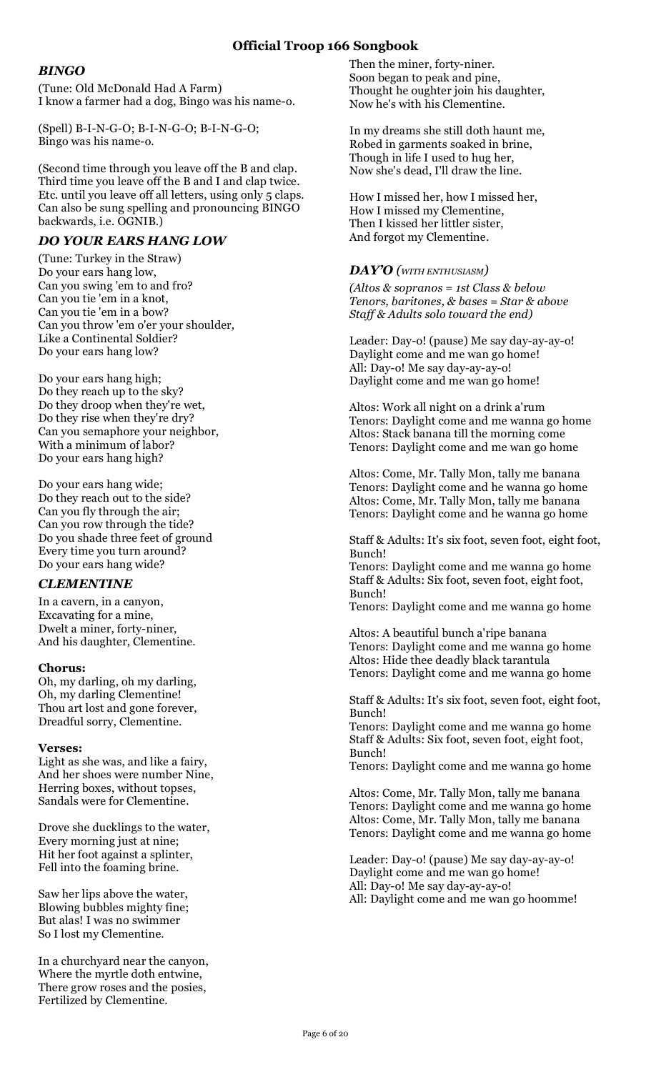# Official Troop 166 Songbook

## *BINGO*

(Tune: Old McDonald Had A Farm)
I know a farmer had a dog, Bingo was his name-o.

(Spell) B-I-N-G-O; B-I-N-G-O; B-I-N-G-O;
Bingo was his name-o.

(Second time through you leave off the B and clap. Third time you leave off the B and I and clap twice. Etc. until you leave off all letters, using only 5 claps. Can also be sung spelling and pronouncing BINGO backwards, i.e. OGNIB.)

## *DO YOUR EARS HANG LOW*

(Tune: Turkey in the Straw)
Do your ears hang low,
Can you swing 'em to and fro?
Can you tie 'em in a knot,
Can you tie 'em in a bow?
Can you throw 'em o'er your shoulder,
Like a Continental Soldier?
Do your ears hang low?

Do your ears hang high;
Do they reach up to the sky?
Do they droop when they're wet,
Do they rise when they're dry?
Can you semaphore your neighbor,
With a minimum of labor?
Do your ears hang high?

Do your ears hang wide;
Do they reach out to the side?
Can you fly through the air;
Can you row through the tide?
Do you shade three feet of ground
Every time you turn around?
Do your ears hang wide?

## *CLEMENTINE*

In a cavern, in a canyon,
Excavating for a mine,
Dwelt a miner, forty-niner,
And his daughter, Clementine.

**Chorus:**
Oh, my darling, oh my darling,
Oh, my darling Clementine!
Thou art lost and gone forever,
Dreadful sorry, Clementine.

**Verses:**
Light as she was, and like a fairy,
And her shoes were number Nine,
Herring boxes, without topses,
Sandals were for Clementine.

Drove she ducklings to the water,
Every morning just at nine;
Hit her foot against a splinter,
Fell into the foaming brine.

Saw her lips above the water,
Blowing bubbles mighty fine;
But alas! I was no swimmer
So I lost my Clementine.

In a churchyard near the canyon,
Where the myrtle doth entwine,
There grow roses and the posies,
Fertilized by Clementine.

Then the miner, forty-niner.
Soon began to peak and pine,
Thought he oughter join his daughter,
Now he's with his Clementine.

In my dreams she still doth haunt me,
Robed in garments soaked in brine,
Though in life I used to hug her,
Now she's dead, I'll draw the line.

How I missed her, how I missed her,
How I missed my Clementine,
Then I kissed her littler sister,
And forgot my Clementine.

## *DAY'O (WITH ENTHUSIASM)*

*(Altos & sopranos = 1st Class & below*
*Tenors, baritones, & bases = Star & above*
*Staff & Adults solo toward the end)*

Leader: Day-o! (pause) Me say day-ay-ay-o!
Daylight come and me wan go home!
All: Day-o! Me say day-ay-ay-o!
Daylight come and me wan go home!

Altos: Work all night on a drink a'rum
Tenors: Daylight come and me wanna go home
Altos: Stack banana till the morning come
Tenors: Daylight come and me wan go home

Altos: Come, Mr. Tally Mon, tally me banana
Tenors: Daylight come and he wanna go home
Altos: Come, Mr. Tally Mon, tally me banana
Tenors: Daylight come and he wanna go home

Staff & Adults: It's six foot, seven foot, eight foot, Bunch!
Tenors: Daylight come and me wanna go home
Staff & Adults: Six foot, seven foot, eight foot, Bunch!
Tenors: Daylight come and me wanna go home

Altos: A beautiful bunch a'ripe banana
Tenors: Daylight come and me wanna go home
Altos: Hide thee deadly black tarantula
Tenors: Daylight come and me wanna go home

Staff & Adults: It's six foot, seven foot, eight foot, Bunch!
Tenors: Daylight come and me wanna go home
Staff & Adults: Six foot, seven foot, eight foot, Bunch!
Tenors: Daylight come and me wanna go home

Altos: Come, Mr. Tally Mon, tally me banana
Tenors: Daylight come and me wanna go home
Altos: Come, Mr. Tally Mon, tally me banana
Tenors: Daylight come and me wanna go home

Leader: Day-o! (pause) Me say day-ay-ay-o!
Daylight come and me wan go home!
All: Day-o! Me say day-ay-ay-o!
All: Daylight come and me wan go hoomme!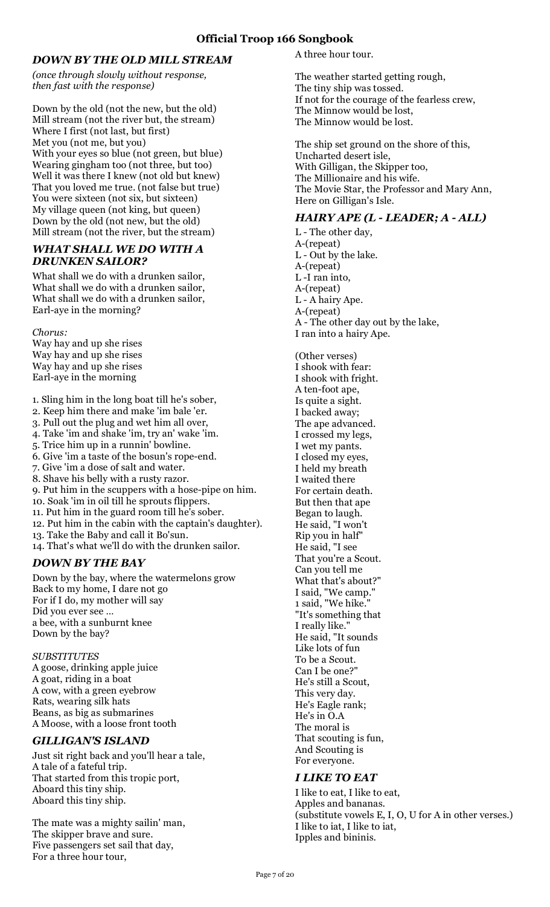# Official Troop 166 Songbook

## *DOWN BY THE OLD MILL STREAM*

*(once through slowly without response, then fast with the response)*

Down by the old (not the new, but the old)
Mill stream (not the river but, the stream)
Where I first (not last, but first)
Met you (not me, but you)
With your eyes so blue (not green, but blue)
Wearing gingham too (not three, but too)
Well it was there I knew (not old but knew)
That you loved me true. (not false but true)
You were sixteen (not six, but sixteen)
My village queen (not king, but queen)
Down by the old (not new, but the old)
Mill stream (not the river, but the stream)

## *WHAT SHALL WE DO WITH A DRUNKEN SAILOR?*

What shall we do with a drunken sailor,
What shall we do with a drunken sailor,
What shall we do with a drunken sailor,
Earl-aye in the morning?

*Chorus:*
Way hay and up she rises
Way hay and up she rises
Way hay and up she rises
Earl-aye in the morning

1. Sling him in the long boat till he's sober,
2. Keep him there and make 'im bale 'er.
3. Pull out the plug and wet him all over,
4. Take 'im and shake 'im, try an' wake 'im.
5. Trice him up in a runnin' bowline.
6. Give 'im a taste of the bosun's rope-end.
7. Give 'im a dose of salt and water.
8. Shave his belly with a rusty razor.
9. Put him in the scuppers with a hose-pipe on him.
10. Soak 'im in oil till he sprouts flippers.
11. Put him in the guard room till he's sober.
12. Put him in the cabin with the captain's daughter).
13. Take the Baby and call it Bo'sun.
14. That's what we'll do with the drunken sailor.

## *DOWN BY THE BAY*

Down by the bay, where the watermelons grow
Back to my home, I dare not go
For if I do, my mother will say
Did you ever see ...
a bee, with a sunburnt knee
Down by the bay?

*SUBSTITUTES*
A goose, drinking apple juice
A goat, riding in a boat
A cow, with a green eyebrow
Rats, wearing silk hats
Beans, as big as submarines
A Moose, with a loose front tooth

## *GILLIGAN'S ISLAND*

Just sit right back and you'll hear a tale,
A tale of a fateful trip.
That started from this tropic port,
Aboard this tiny ship.
Aboard this tiny ship.

The mate was a mighty sailin' man,
The skipper brave and sure.
Five passengers set sail that day,
For a three hour tour,
A three hour tour.

The weather started getting rough,
The tiny ship was tossed.
If not for the courage of the fearless crew,
The Minnow would be lost,
The Minnow would be lost.

The ship set ground on the shore of this,
Uncharted desert isle,
With Gilligan, the Skipper too,
The Millionaire and his wife.
The Movie Star, the Professor and Mary Ann,
Here on Gilligan's Isle.

## *HAIRY APE (L - LEADER; A - ALL)*

L - The other day,
A-(repeat)
L - Out by the lake.
A-(repeat)
L -I ran into,
A-(repeat)
L - A hairy Ape.
A-(repeat)
A - The other day out by the lake,
I ran into a hairy Ape.

(Other verses)
I shook with fear:
I shook with fright.
A ten-foot ape,
Is quite a sight.
I backed away;
The ape advanced.
I crossed my legs,
I wet my pants.
I closed my eyes,
I held my breath
I waited there
For certain death.
But then that ape
Began to laugh.
He said, "I won't
Rip you in half"
He said, "I see
That you're a Scout.
Can you tell me
What that's about?"
I said, "We camp."
1 said, "We hike."
"It's something that
I really like."
He said, "It sounds
Like lots of fun
To be a Scout.
Can I be one?"
He's still a Scout,
This very day.
He's Eagle rank;
He's in O.A
The moral is
That scouting is fun,
And Scouting is
For everyone.

## *I LIKE TO EAT*

I like to eat, I like to eat,
Apples and bananas.
(substitute vowels E, I, O, U for A in other verses.)
I like to iat, I like to iat,
Ipples and bininis.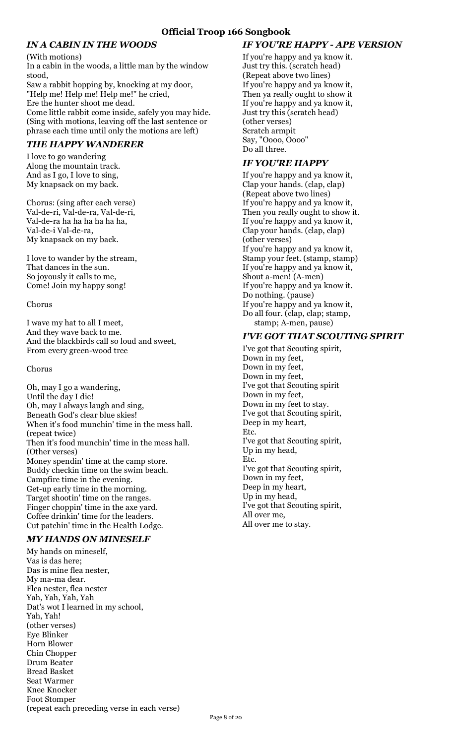# Official Troop 166 Songbook

## *IN A CABIN IN THE WOODS*

(With motions)
In a cabin in the woods, a little man by the window stood,
Saw a rabbit hopping by, knocking at my door,
"Help me! Help me! Help me!" he cried,
Ere the hunter shoot me dead.
Come little rabbit come inside, safely you may hide.
(Sing with motions, leaving off the last sentence or phrase each time until only the motions are left)

## *THE HAPPY WANDERER*

I love to go wandering
Along the mountain track.
And as I go, I love to sing,
My knapsack on my back.

Chorus: (sing after each verse)
Val-de-ri, Val-de-ra, Val-de-ri,
Val-de-ra ha ha ha ha ha ha,
Val-de-i Val-de-ra,
My knapsack on my back.

I love to wander by the stream,
That dances in the sun.
So joyously it calls to me,
Come! Join my happy song!

Chorus

I wave my hat to all I meet,
And they wave back to me.
And the blackbirds call so loud and sweet,
From every green-wood tree

Chorus

Oh, may I go a wandering,
Until the day I die!
Oh, may I always laugh and sing,
Beneath God's clear blue skies!
When it's food munchin' time in the mess hall.
(repeat twice)
Then it's food munchin' time in the mess hall.
(Other verses)
Money spendin' time at the camp store.
Buddy checkin time on the swim beach.
Campfire time in the evening.
Get-up early time in the morning.
Target shootin' time on the ranges.
Finger choppin' time in the axe yard.
Coffee drinkin' time for the leaders.
Cut patchin' time in the Health Lodge.

## *MY HANDS ON MINESELF*

My hands on mineself,
Vas is das here;
Das is mine flea nester,
My ma-ma dear.
Flea nester, flea nester
Yah, Yah, Yah, Yah
Dat's wot I learned in my school,
Yah, Yah!
(other verses)
Eye Blinker
Horn Blower
Chin Chopper
Drum Beater
Bread Basket
Seat Warmer
Knee Knocker
Foot Stomper
(repeat each preceding verse in each verse)

## *IF YOU'RE HAPPY - APE VERSION*

If you're happy and ya know it.
Just try this. (scratch head)
(Repeat above two lines)
If you're happy and ya know it,
Then ya really ought to show it
If you're happy and ya know it,
Just try this (scratch head)
(other verses)
Scratch armpit
Say, "Oooo, Oooo"
Do all three.

## *IF YOU'RE HAPPY*

If you're happy and ya know it,
Clap your hands. (clap, clap)
(Repeat above two lines)
If you're happy and ya know it,
Then you really ought to show it.
If you're happy and ya know it,
Clap your hands. (clap, clap)
(other verses)
If you're happy and ya know it,
Stamp your feet. (stamp, stamp)
If you're happy and ya know it,
Shout a-men! (A-men)
If you're happy and ya know it.
Do nothing. (pause)
If you're happy and ya know it,
Do all four. (clap, clap; stamp, stamp; A-men, pause)

## *I'VE GOT THAT SCOUTING SPIRIT*

I've got that Scouting spirit,
Down in my feet,
Down in my feet,
Down in my feet,
I've got that Scouting spirit
Down in my feet,
Down in my feet to stay.
I've got that Scouting spirit,
Deep in my heart,
Etc.
I've got that Scouting spirit,
Up in my head,
Etc.
I've got that Scouting spirit,
Down in my feet,
Deep in my heart,
Up in my head,
I've got that Scouting spirit,
All over me,
All over me to stay.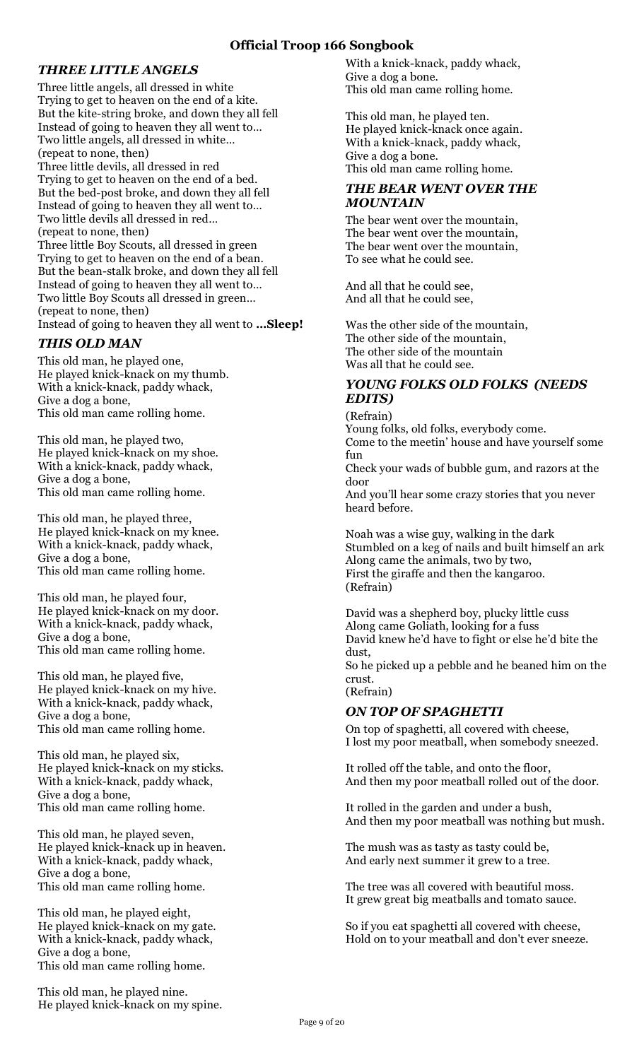## THREE LITTLE ANGELS

Three little angels, all dressed in white
Trying to get to heaven on the end of a kite.
But the kite-string broke, and down they all fell
Instead of going to heaven they all went to…
Two little angels, all dressed in white…
(repeat to none, then)
Three little devils, all dressed in red
Trying to get to heaven on the end of a bed.
But the bed-post broke, and down they all fell
Instead of going to heaven they all went to…
Two little devils all dressed in red…
(repeat to none, then)
Three little Boy Scouts, all dressed in green
Trying to get to heaven on the end of a bean.
But the bean-stalk broke, and down they all fell
Instead of going to heaven they all went to…
Two little Boy Scouts all dressed in green…
(repeat to none, then)
Instead of going to heaven they all went to **…Sleep!**

## THIS OLD MAN

This old man, he played one,
He played knick-knack on my thumb.
With a knick-knack, paddy whack,
Give a dog a bone,
This old man came rolling home.

This old man, he played two,
He played knick-knack on my shoe.
With a knick-knack, paddy whack,
Give a dog a bone,
This old man came rolling home.

This old man, he played three,
He played knick-knack on my knee.
With a knick-knack, paddy whack,
Give a dog a bone,
This old man came rolling home.

This old man, he played four,
He played knick-knack on my door.
With a knick-knack, paddy whack,
Give a dog a bone,
This old man came rolling home.

This old man, he played five,
He played knick-knack on my hive.
With a knick-knack, paddy whack,
Give a dog a bone,
This old man came rolling home.

This old man, he played six,
He played knick-knack on my sticks.
With a knick-knack, paddy whack,
Give a dog a bone,
This old man came rolling home.

This old man, he played seven,
He played knick-knack up in heaven.
With a knick-knack, paddy whack,
Give a dog a bone,
This old man came rolling home.

This old man, he played eight,
He played knick-knack on my gate.
With a knick-knack, paddy whack,
Give a dog a bone,
This old man came rolling home.

This old man, he played nine.
He played knick-knack on my spine.
With a knick-knack, paddy whack,
Give a dog a bone.
This old man came rolling home.

This old man, he played ten.
He played knick-knack once again.
With a knick-knack, paddy whack,
Give a dog a bone.
This old man came rolling home.

## THE BEAR WENT OVER THE MOUNTAIN

The bear went over the mountain,
The bear went over the mountain,
The bear went over the mountain,
To see what he could see.

And all that he could see,
And all that he could see,

Was the other side of the mountain,
The other side of the mountain,
The other side of the mountain
Was all that he could see.

## YOUNG FOLKS OLD FOLKS (NEEDS EDITS)

(Refrain)
Young folks, old folks, everybody come.
Come to the meetin' house and have yourself some fun
Check your wads of bubble gum, and razors at the door
And you'll hear some crazy stories that you never heard before.

Noah was a wise guy, walking in the dark
Stumbled on a keg of nails and built himself an ark
Along came the animals, two by two,
First the giraffe and then the kangaroo.
(Refrain)

David was a shepherd boy, plucky little cuss
Along came Goliath, looking for a fuss
David knew he'd have to fight or else he'd bite the dust,
So he picked up a pebble and he beaned him on the crust.
(Refrain)

## ON TOP OF SPAGHETTI

On top of spaghetti, all covered with cheese,
I lost my poor meatball, when somebody sneezed.

It rolled off the table, and onto the floor,
And then my poor meatball rolled out of the door.

It rolled in the garden and under a bush,
And then my poor meatball was nothing but mush.

The mush was as tasty as tasty could be,
And early next summer it grew to a tree.

The tree was all covered with beautiful moss.
It grew great big meatballs and tomato sauce.

So if you eat spaghetti all covered with cheese,
Hold on to your meatball and don't ever sneeze.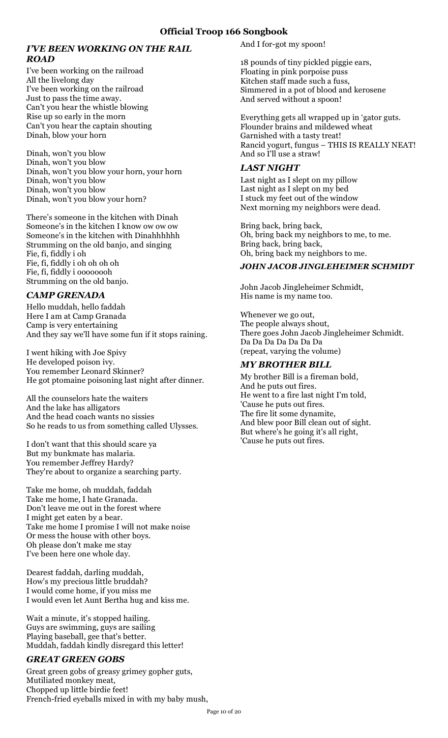# Official Troop 166 Songbook

## *I'VE BEEN WORKING ON THE RAIL ROAD*

I've been working on the railroad
All the livelong day
I've been working on the railroad
Just to pass the time away.
Can't you hear the whistle blowing
Rise up so early in the morn
Can't you hear the captain shouting
Dinah, blow your horn

Dinah, won't you blow
Dinah, won't you blow
Dinah, won't you blow your horn, your horn
Dinah, won't you blow
Dinah, won't you blow
Dinah, won't you blow your horn?

There's someone in the kitchen with Dinah
Someone's in the kitchen I know ow ow ow
Someone's in the kitchen with Dinahhhhhh
Strumming on the old banjo, and singing
Fie, fi, fiddly i oh
Fie, fi, fiddly i oh oh oh oh
Fie, fi, fiddly i oooooooh
Strumming on the old banjo.

## *CAMP GRENADA*

Hello muddah, hello faddah
Here I am at Camp Granada
Camp is very entertaining
And they say we'll have some fun if it stops raining.

I went hiking with Joe Spivy
He developed poison ivy.
You remember Leonard Skinner?
He got ptomaine poisoning last night after dinner.

All the counselors hate the waiters
And the lake has alligators
And the head coach wants no sissies
So he reads to us from something called Ulysses.

I don't want that this should scare ya
But my bunkmate has malaria.
You remember Jeffrey Hardy?
They're about to organize a searching party.

Take me home, oh muddah, faddah
Take me home, I hate Granada.
Don't leave me out in the forest where
I might get eaten by a bear.
Take me home I promise I will not make noise
Or mess the house with other boys.
Oh please don't make me stay
I've been here one whole day.

Dearest faddah, darling muddah,
How's my precious little bruddah?
I would come home, if you miss me
I would even let Aunt Bertha hug and kiss me.

Wait a minute, it's stopped hailing.
Guys are swimming, guys are sailing
Playing baseball, gee that's better.
Muddah, faddah kindly disregard this letter!

## *GREAT GREEN GOBS*

Great green gobs of greasy grimey gopher guts,
Mutiliated monkey meat,
Chopped up little birdie feet!
French-fried eyeballs mixed in with my baby mush,
And I for-got my spoon!

18 pounds of tiny pickled piggie ears,
Floating in pink porpoise puss
Kitchen staff made such a fuss,
Simmered in a pot of blood and kerosene
And served without a spoon!

Everything gets all wrapped up in 'gator guts.
Flounder brains and mildewed wheat
Garnished with a tasty treat!
Rancid yogurt, fungus – THIS IS REALLY NEAT!
And so I'll use a straw!

## *LAST NIGHT*

Last night as I slept on my pillow
Last night as I slept on my bed
I stuck my feet out of the window
Next morning my neighbors were dead.

Bring back, bring back,
Oh, bring back my neighbors to me, to me.
Bring back, bring back,
Oh, bring back my neighbors to me.

### *JOHN JACOB JINGLEHEIMER SCHMIDT*

John Jacob Jingleheimer Schmidt,
His name is my name too.

Whenever we go out,
The people always shout,
There goes John Jacob Jingleheimer Schmidt.
Da Da Da Da Da Da Da
(repeat, varying the volume)

## *MY BROTHER BILL*

My brother Bill is a fireman bold,
And he puts out fires.
He went to a fire last night I'm told,
'Cause he puts out fires.
The fire lit some dynamite,
And blew poor Bill clean out of sight.
But where's he going it's all right,
'Cause he puts out fires.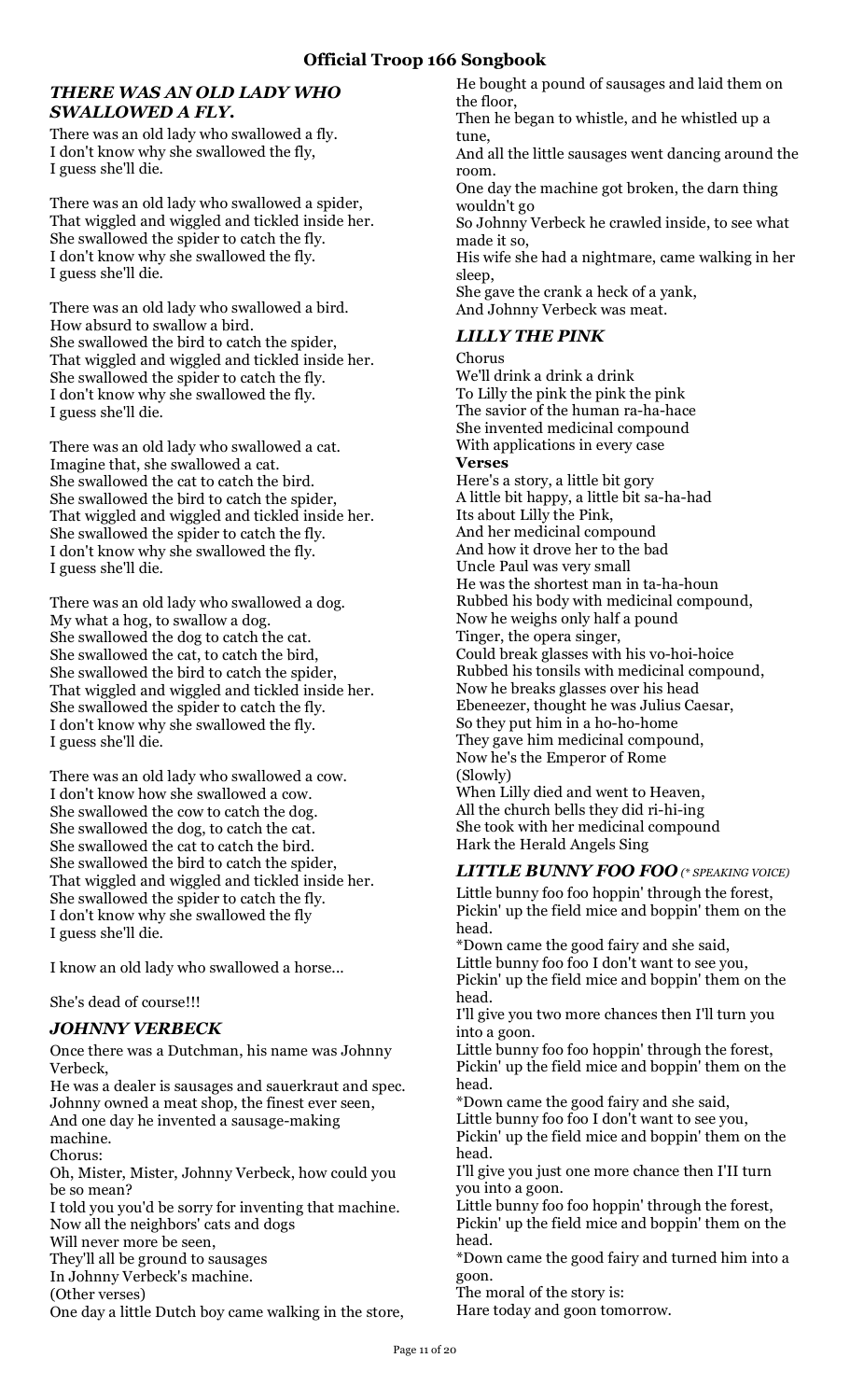# Official Troop 166 Songbook

## *THERE WAS AN OLD LADY WHO SWALLOWED A FLY.*

There was an old lady who swallowed a fly.
I don't know why she swallowed the fly,
I guess she'll die.

There was an old lady who swallowed a spider,
That wiggled and wiggled and tickled inside her.
She swallowed the spider to catch the fly.
I don't know why she swallowed the fly.
I guess she'll die.

There was an old lady who swallowed a bird.
How absurd to swallow a bird.
She swallowed the bird to catch the spider,
That wiggled and wiggled and tickled inside her.
She swallowed the spider to catch the fly.
I don't know why she swallowed the fly.
I guess she'll die.

There was an old lady who swallowed a cat.
Imagine that, she swallowed a cat.
She swallowed the cat to catch the bird.
She swallowed the bird to catch the spider,
That wiggled and wiggled and tickled inside her.
She swallowed the spider to catch the fly.
I don't know why she swallowed the fly.
I guess she'll die.

There was an old lady who swallowed a dog.
My what a hog, to swallow a dog.
She swallowed the dog to catch the cat.
She swallowed the cat, to catch the bird,
She swallowed the bird to catch the spider,
That wiggled and wiggled and tickled inside her.
She swallowed the spider to catch the fly.
I don't know why she swallowed the fly.
I guess she'll die.

There was an old lady who swallowed a cow.
I don't know how she swallowed a cow.
She swallowed the cow to catch the dog.
She swallowed the dog, to catch the cat.
She swallowed the cat to catch the bird.
She swallowed the bird to catch the spider,
That wiggled and wiggled and tickled inside her.
She swallowed the spider to catch the fly.
I don't know why she swallowed the fly
I guess she'll die.

I know an old lady who swallowed a horse...

She's dead of course!!!

## *JOHNNY VERBECK*

Once there was a Dutchman, his name was Johnny Verbeck,
He was a dealer is sausages and sauerkraut and spec.
Johnny owned a meat shop, the finest ever seen,
And one day he invented a sausage-making machine.
Chorus:
Oh, Mister, Mister, Johnny Verbeck, how could you be so mean?
I told you you'd be sorry for inventing that machine.
Now all the neighbors' cats and dogs
Will never more be seen,
They'll all be ground to sausages
In Johnny Verbeck's machine.
(Other verses)
One day a little Dutch boy came walking in the store,
He bought a pound of sausages and laid them on the floor,
Then he began to whistle, and he whistled up a tune,
And all the little sausages went dancing around the room.
One day the machine got broken, the darn thing wouldn't go
So Johnny Verbeck he crawled inside, to see what made it so,
His wife she had a nightmare, came walking in her sleep,
She gave the crank a heck of a yank,
And Johnny Verbeck was meat.

## *LILLY THE PINK*

Chorus
We'll drink a drink a drink
To Lilly the pink the pink the pink
The savior of the human ra-ha-hace
She invented medicinal compound
With applications in every case
**Verses**
Here's a story, a little bit gory
A little bit happy, a little bit sa-ha-had
Its about Lilly the Pink,
And her medicinal compound
And how it drove her to the bad
Uncle Paul was very small
He was the shortest man in ta-ha-houn
Rubbed his body with medicinal compound,
Now he weighs only half a pound
Tinger, the opera singer,
Could break glasses with his vo-hoi-hoice
Rubbed his tonsils with medicinal compound,
Now he breaks glasses over his head
Ebeneezer, thought he was Julius Caesar,
So they put him in a ho-ho-home
They gave him medicinal compound,
Now he's the Emperor of Rome
(Slowly)
When Lilly died and went to Heaven,
All the church bells they did ri-hi-ing
She took with her medicinal compound
Hark the Herald Angels Sing

## *LITTLE BUNNY FOO FOO* *(\* SPEAKING VOICE)*

Little bunny foo foo hoppin' through the forest,
Pickin' up the field mice and boppin' them on the head.
*Down came the good fairy and she said,
Little bunny foo foo I don't want to see you,
Pickin' up the field mice and boppin' them on the head.
I'll give you two more chances then I'll turn you into a goon.
Little bunny foo foo hoppin' through the forest,
Pickin' up the field mice and boppin' them on the head.
*Down came the good fairy and she said,
Little bunny foo foo I don't want to see you,
Pickin' up the field mice and boppin' them on the head.
I'll give you just one more chance then I'II turn you into a goon.
Little bunny foo foo hoppin' through the forest,
Pickin' up the field mice and boppin' them on the head.
*Down came the good fairy and turned him into a goon.
The moral of the story is:
Hare today and goon tomorrow.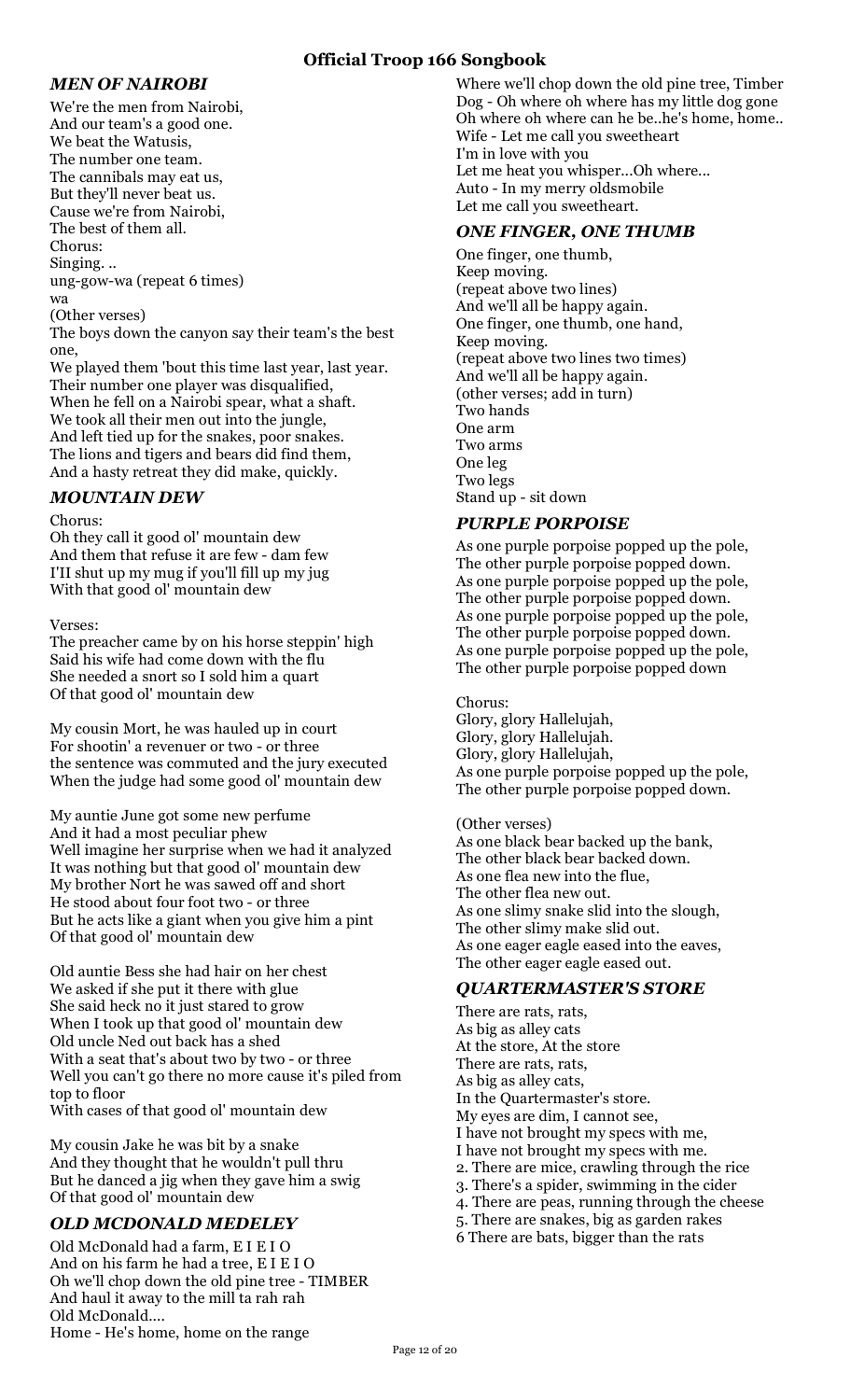# Official Troop 166 Songbook

### *MEN OF NAIROBI*

We're the men from Nairobi,
And our team's a good one.
We beat the Watusis,
The number one team.
The cannibals may eat us,
But they'll never beat us.
Cause we're from Nairobi,
The best of them all.
Chorus:
Singing. ..
ung-gow-wa (repeat 6 times)
wa
(Other verses)
The boys down the canyon say their team's the best one,
We played them 'bout this time last year, last year.
Their number one player was disqualified,
When he fell on a Nairobi spear, what a shaft.
We took all their men out into the jungle,
And left tied up for the snakes, poor snakes.
The lions and tigers and bears did find them,
And a hasty retreat they did make, quickly.

### *MOUNTAIN DEW*

Chorus:
Oh they call it good ol' mountain dew
And them that refuse it are few - dam few
I'II shut up my mug if you'll fill up my jug
With that good ol' mountain dew

Verses:
The preacher came by on his horse steppin' high
Said his wife had come down with the flu
She needed a snort so I sold him a quart
Of that good ol' mountain dew

My cousin Mort, he was hauled up in court
For shootin' a revenuer or two - or three
the sentence was commuted and the jury executed
When the judge had some good ol' mountain dew

My auntie June got some new perfume
And it had a most peculiar phew
Well imagine her surprise when we had it analyzed
It was nothing but that good ol' mountain dew
My brother Nort he was sawed off and short
He stood about four foot two - or three
But he acts like a giant when you give him a pint
Of that good ol' mountain dew

Old auntie Bess she had hair on her chest
We asked if she put it there with glue
She said heck no it just stared to grow
When I took up that good ol' mountain dew
Old uncle Ned out back has a shed
With a seat that's about two by two - or three
Well you can't go there no more cause it's piled from top to floor
With cases of that good ol' mountain dew

My cousin Jake he was bit by a snake
And they thought that he wouldn't pull thru
But he danced a jig when they gave him a swig
Of that good ol' mountain dew

### *OLD MCDONALD MEDELEY*

Old McDonald had a farm, E I E I O
And on his farm he had a tree, E I E I O
Oh we'll chop down the old pine tree - TIMBER
And haul it away to the mill ta rah rah
Old McDonald....
Home - He's home, home on the range
Where we'll chop down the old pine tree, Timber
Dog - Oh where oh where has my little dog gone
Oh where oh where can he be..he's home, home..
Wife - Let me call you sweetheart
I'm in love with you
Let me heat you whisper...Oh where...
Auto - In my merry oldsmobile
Let me call you sweetheart.

### *ONE FINGER, ONE THUMB*

One finger, one thumb,
Keep moving.
(repeat above two lines)
And we'll all be happy again.
One finger, one thumb, one hand,
Keep moving.
(repeat above two lines two times)
And we'll all be happy again.
(other verses; add in turn)
Two hands
One arm
Two arms
One leg
Two legs
Stand up - sit down

### *PURPLE PORPOISE*

As one purple porpoise popped up the pole,
The other purple porpoise popped down.
As one purple porpoise popped up the pole,
The other purple porpoise popped down.
As one purple porpoise popped up the pole,
The other purple porpoise popped down.
As one purple porpoise popped up the pole,
The other purple porpoise popped down

Chorus:
Glory, glory Hallelujah,
Glory, glory Hallelujah.
Glory, glory Hallelujah,
As one purple porpoise popped up the pole,
The other purple porpoise popped down.

(Other verses)
As one black bear backed up the bank,
The other black bear backed down.
As one flea new into the flue,
The other flea new out.
As one slimy snake slid into the slough,
The other slimy make slid out.
As one eager eagle eased into the eaves,
The other eager eagle eased out.

### *QUARTERMASTER'S STORE*

There are rats, rats,
As big as alley cats
At the store, At the store
There are rats, rats,
As big as alley cats,
In the Quartermaster's store.
My eyes are dim, I cannot see,
I have not brought my specs with me,
I have not brought my specs with me.
2. There are mice, crawling through the rice
3. There's a spider, swimming in the cider
4. There are peas, running through the cheese
5. There are snakes, big as garden rakes
6 There are bats, bigger than the rats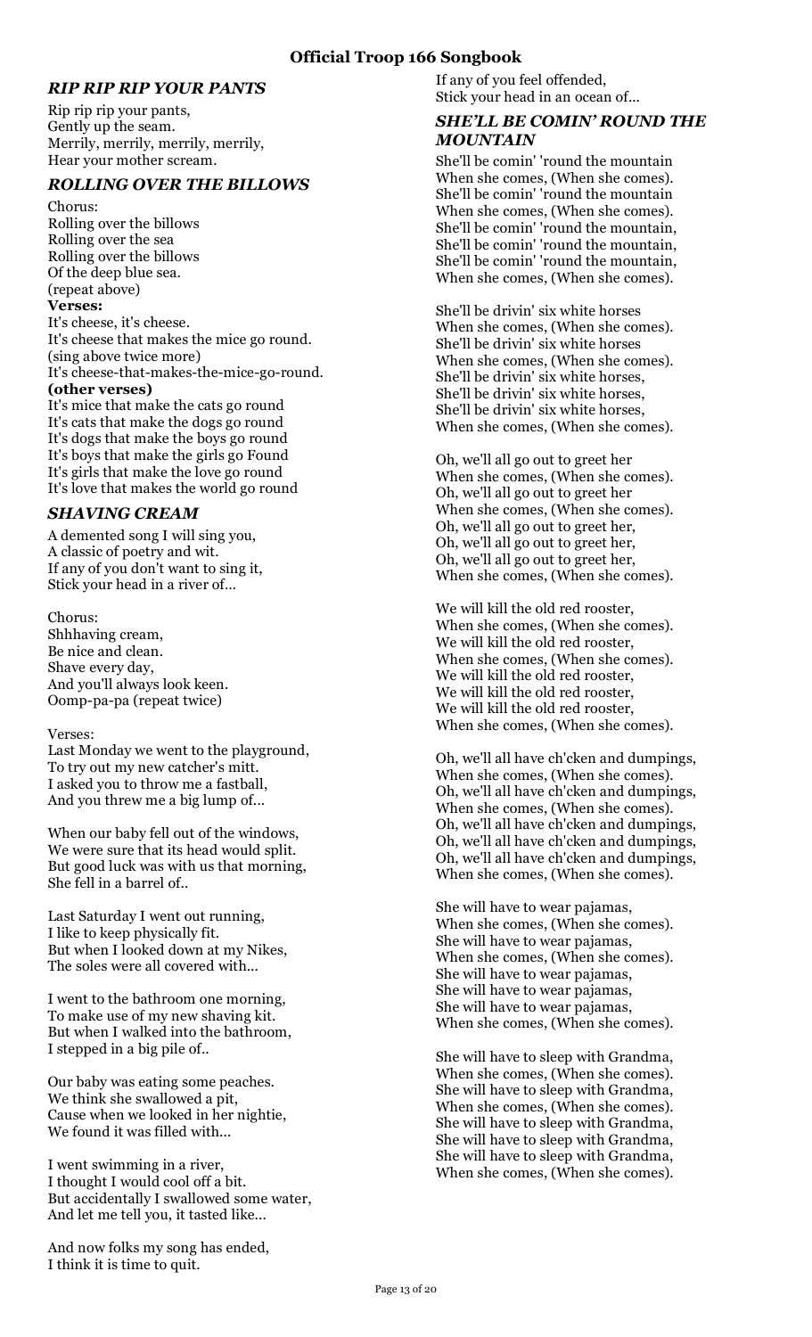## Official Troop 166 Songbook

### *RIP RIP RIP YOUR PANTS*

Rip rip rip your pants,
Gently up the seam.
Merrily, merrily, merrily, merrily,
Hear your mother scream.

### *ROLLING OVER THE BILLOWS*

Chorus:
Rolling over the billows
Rolling over the sea
Rolling over the billows
Of the deep blue sea.
(repeat above)

**Verses:**
It's cheese, it's cheese.
It's cheese that makes the mice go round.
(sing above twice more)
It's-cheese-that-makes-the-mice-go-round.

**(other verses)**
It's mice that make the cats go round
It's cats that make the dogs go round
It's dogs that make the boys go round
It's boys that make the girls go Found
It's girls that make the love go round
It's love that makes the world go round

### *SHAVING CREAM*

A demented song I will sing you,
A classic of poetry and wit.
If any of you don't want to sing it,
Stick your head in a river of...

Chorus:
Shhhaving cream,
Be nice and clean.
Shave every day,
And you'll always look keen.
Oomp-pa-pa (repeat twice)

Verses:
Last Monday we went to the playground,
To try out my new catcher's mitt.
I asked you to throw me a fastball,
And you threw me a big lump of...

When our baby fell out of the windows,
We were sure that its head would split.
But good luck was with us that morning,
She fell in a barrel of..

Last Saturday I went out running,
I like to keep physically fit.
But when I looked down at my Nikes,
The soles were all covered with...

I went to the bathroom one morning,
To make use of my new shaving kit.
But when I walked into the bathroom,
I stepped in a big pile of..

Our baby was eating some peaches.
We think she swallowed a pit,
Cause when we looked in her nightie,
We found it was filled with...

I went swimming in a river,
I thought I would cool off a bit.
But accidentally I swallowed some water,
And let me tell you, it tasted like...

And now folks my song has ended,
I think it is time to quit.
If any of you feel offended,
Stick your head in an ocean of...

### *SHE'LL BE COMIN' ROUND THE MOUNTAIN*

She'll be comin' 'round the mountain
When she comes, (When she comes).
She'll be comin' 'round the mountain
When she comes, (When she comes).
She'll be comin' 'round the mountain,
She'll be comin' 'round the mountain,
She'll be comin' 'round the mountain,
When she comes, (When she comes).

She'll be drivin' six white horses
When she comes, (When she comes).
She'll be drivin' six white horses
When she comes, (When she comes).
She'll be drivin' six white horses,
She'll be drivin' six white horses,
She'll be drivin' six white horses,
When she comes, (When she comes).

Oh, we'll all go out to greet her
When she comes, (When she comes).
Oh, we'll all go out to greet her
When she comes, (When she comes).
Oh, we'll all go out to greet her,
Oh, we'll all go out to greet her,
Oh, we'll all go out to greet her,
When she comes, (When she comes).

We will kill the old red rooster,
When she comes, (When she comes).
We will kill the old red rooster,
When she comes, (When she comes).
We will kill the old red rooster,
We will kill the old red rooster,
We will kill the old red rooster,
When she comes, (When she comes).

Oh, we'll all have ch'cken and dumpings,
When she comes, (When she comes).
Oh, we'll all have ch'cken and dumpings,
When she comes, (When she comes).
Oh, we'll all have ch'cken and dumpings,
Oh, we'll all have ch'cken and dumpings,
Oh, we'll all have ch'cken and dumpings,
When she comes, (When she comes).

She will have to wear pajamas,
When she comes, (When she comes).
She will have to wear pajamas,
When she comes, (When she comes).
She will have to wear pajamas,
She will have to wear pajamas,
She will have to wear pajamas,
When she comes, (When she comes).

She will have to sleep with Grandma,
When she comes, (When she comes).
She will have to sleep with Grandma,
When she comes, (When she comes).
She will have to sleep with Grandma,
She will have to sleep with Grandma,
She will have to sleep with Grandma,
When she comes, (When she comes).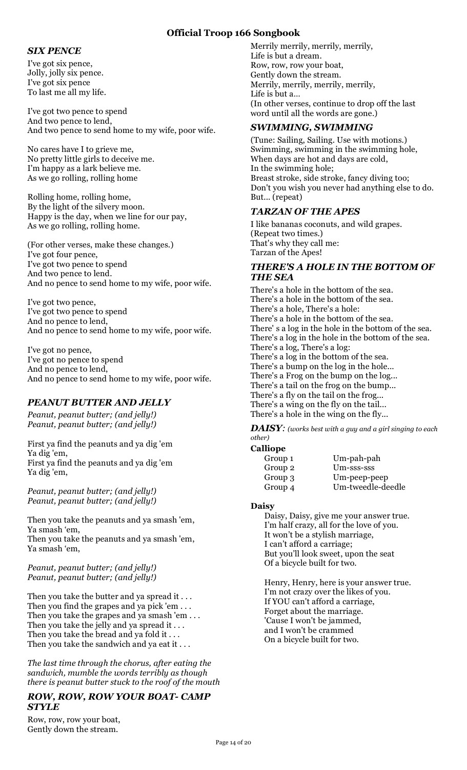# Official Troop 166 Songbook

## *SIX PENCE*

I've got six pence,
Jolly, jolly six pence.
I've got six pence
To last me all my life.

I've got two pence to spend
And two pence to lend,
And two pence to send home to my wife, poor wife.

No cares have I to grieve me,
No pretty little girls to deceive me.
I'm happy as a lark believe me.
As we go rolling, rolling home

Rolling home, rolling home,
By the light of the silvery moon.
Happy is the day, when we line for our pay,
As we go rolling, rolling home.

(For other verses, make these changes.)
I've got four pence,
I've got two pence to spend
And two pence to lend.
And no pence to send home to my wife, poor wife.

I've got two pence,
I've got two pence to spend
And no pence to lend,
And no pence to send home to my wife, poor wife.

I've got no pence,
I've got no pence to spend
And no pence to lend,
And no pence to send home to my wife, poor wife.

## *PEANUT BUTTER AND JELLY*

*Peanut, peanut butter; (and jelly!)*
*Peanut, peanut butter; (and jelly!)*

First ya find the peanuts and ya dig 'em
Ya dig 'em,
First ya find the peanuts and ya dig 'em
Ya dig 'em,

*Peanut, peanut butter; (and jelly!)*
*Peanut, peanut butter; (and jelly!)*

Then you take the peanuts and ya smash 'em,
Ya smash 'em,
Then you take the peanuts and ya smash 'em,
Ya smash 'em,

*Peanut, peanut butter; (and jelly!)*
*Peanut, peanut butter; (and jelly!)*

Then you take the butter and ya spread it . . .
Then you find the grapes and ya pick 'em . . .
Then you take the grapes and ya smash 'em . . .
Then you take the jelly and ya spread it . . .
Then you take the bread and ya fold it . . .
Then you take the sandwich and ya eat it . . .

*The last time through the chorus, after eating the sandwich, mumble the words terribly as though there is peanut butter stuck to the roof of the mouth*

## *ROW, ROW, ROW YOUR BOAT- CAMP STYLE*

Row, row, row your boat,
Gently down the stream.
Merrily merrily, merrily, merrily,
Life is but a dream.
Row, row, row your boat,
Gently down the stream.
Merrily, merrily, merrily, merrily,
Life is but a...
(In other verses, continue to drop off the last word until all the words are gone.)

## *SWIMMING, SWIMMING*

(Tune: Sailing, Sailing. Use with motions.)
Swimming, swimming in the swimming hole,
When days are hot and days are cold,
In the swimming hole;
Breast stroke, side stroke, fancy diving too;
Don't you wish you never had anything else to do.
But... (repeat)

## *TARZAN OF THE APES*

I like bananas coconuts, and wild grapes.
(Repeat two times.)
That's why they call me:
Tarzan of the Apes!

## *THERE'S A HOLE IN THE BOTTOM OF THE SEA*

There's a hole in the bottom of the sea.
There's a hole in the bottom of the sea.
There's a hole, There's a hole:
There's a hole in the bottom of the sea.
There' s a log in the hole in the bottom of the sea.
There's a log in the hole in the bottom of the sea.
There's a log, There's a log:
There's a log in the bottom of the sea.
There's a bump on the log in the hole...
There's a Frog on the bump on the log...
There's a tail on the frog on the bump...
There's a fly on the tail on the frog...
There's a wing on the fly on the tail...
There's a hole in the wing on the fly...

## *DAISY*: *(works best with a guy and a girl singing to each other)*

**Calliope**

| | |
|---|---|
| Group 1 | Um-pah-pah |
| Group 2 | Um-sss-sss |
| Group 3 | Um-peep-peep |
| Group 4 | Um-tweedle-deedle |

**Daisy**

Daisy, Daisy, give me your answer true.
I'm half crazy, all for the love of you.
It won't be a stylish marriage,
I can't afford a carriage;
But you'll look sweet, upon the seat
Of a bicycle built for two.

Henry, Henry, here is your answer true.
I'm not crazy over the likes of you.
If YOU can't afford a carriage,
Forget about the marriage.
'Cause I won't be jammed,
and I won't be crammed
On a bicycle built for two.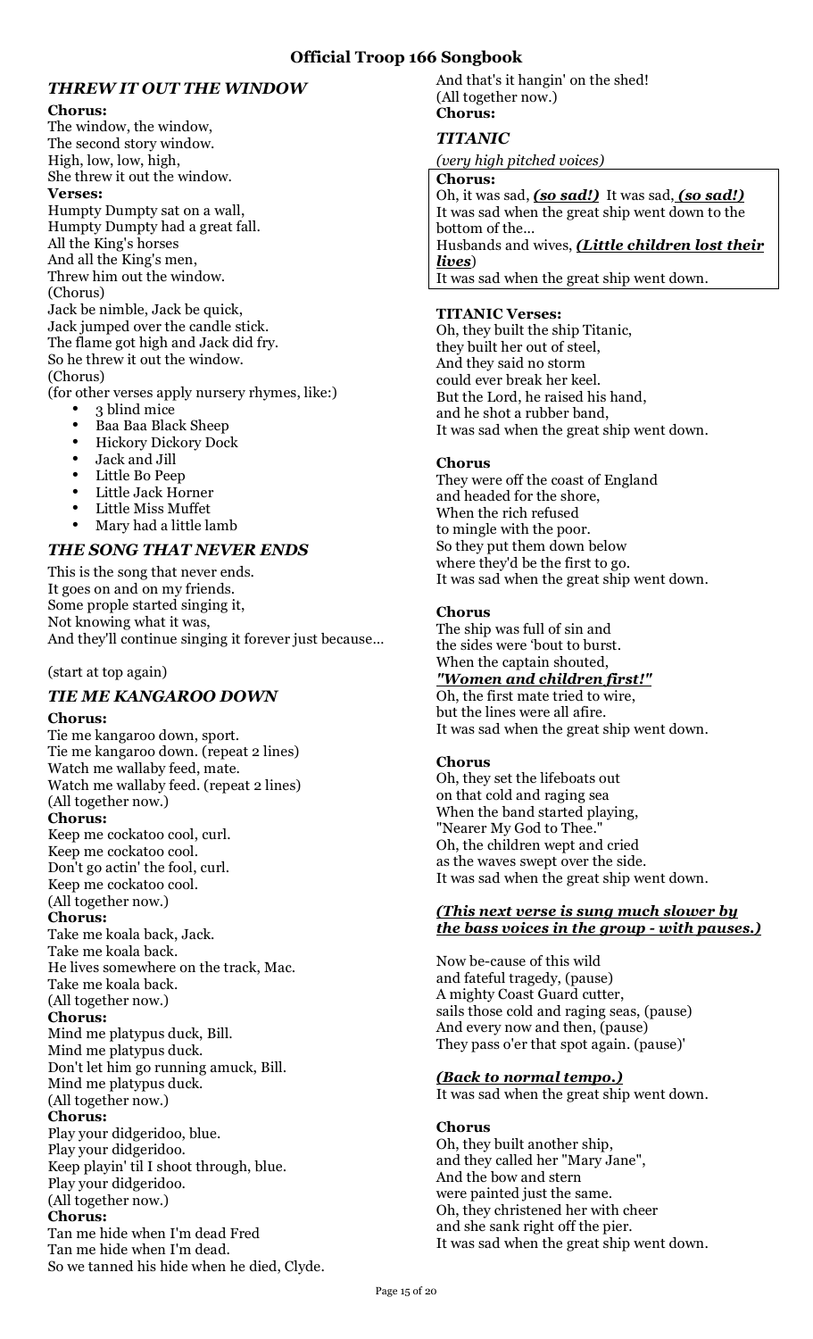## THREW IT OUT THE WINDOW

**Chorus:**
The window, the window,
The second story window.
High, low, low, high,
She threw it out the window.

**Verses:**
Humpty Dumpty sat on a wall,
Humpty Dumpty had a great fall.
All the King's horses
And all the King's men,
Threw him out the window.
(Chorus)
Jack be nimble, Jack be quick,
Jack jumped over the candle stick.
The flame got high and Jack did fry.
So he threw it out the window.
(Chorus)
(for other verses apply nursery rhymes, like:)

- 3 blind mice
- Baa Baa Black Sheep
- Hickory Dickory Dock
- Jack and Jill
- Little Bo Peep
- Little Jack Horner
- Little Miss Muffet
- Mary had a little lamb

## THE SONG THAT NEVER ENDS

This is the song that never ends.
It goes on and on my friends.
Some prople started singing it,
Not knowing what it was,
And they'll continue singing it forever just because…

(start at top again)

## TIE ME KANGAROO DOWN

**Chorus:**
Tie me kangaroo down, sport.
Tie me kangaroo down. (repeat 2 lines)
Watch me wallaby feed, mate.
Watch me wallaby feed. (repeat 2 lines)
(All together now.)

**Chorus:**
Keep me cockatoo cool, curl.
Keep me cockatoo cool.
Don't go actin' the fool, curl.
Keep me cockatoo cool.
(All together now.)

**Chorus:**
Take me koala back, Jack.
Take me koala back.
He lives somewhere on the track, Mac.
Take me koala back.
(All together now.)

**Chorus:**
Mind me platypus duck, Bill.
Mind me platypus duck.
Don't let him go running amuck, Bill.
Mind me platypus duck.
(All together now.)

**Chorus:**
Play your didgeridoo, blue.
Play your didgeridoo.
Keep playin' til I shoot through, blue.
Play your didgeridoo.
(All together now.)

**Chorus:**
Tan me hide when I'm dead Fred
Tan me hide when I'm dead.
So we tanned his hide when he died, Clyde.
And that's it hangin' on the shed!
(All together now.)

**Chorus:**

## TITANIC

*(very high pitched voices)*

**Chorus:**
Oh, it was sad, ***(so sad!)*** It was sad, ***(so sad!)***
It was sad when the great ship went down to the bottom of the…
Husbands and wives, ***(Little children lost their lives)***
It was sad when the great ship went down.

**TITANIC Verses:**

Oh, they built the ship Titanic,
they built her out of steel,
And they said no storm
could ever break her keel.
But the Lord, he raised his hand,
and he shot a rubber band,
It was sad when the great ship went down.

**Chorus**

They were off the coast of England
and headed for the shore,
When the rich refused
to mingle with the poor.
So they put them down below
where they'd be the first to go.
It was sad when the great ship went down.

**Chorus**

The ship was full of sin and
the sides were 'bout to burst.
When the captain shouted,
***"Women and children first!"***
Oh, the first mate tried to wire,
but the lines were all afire.
It was sad when the great ship went down.

**Chorus**

Oh, they set the lifeboats out
on that cold and raging sea
When the band started playing,
"Nearer My God to Thee."
Oh, the children wept and cried
as the waves swept over the side.
It was sad when the great ship went down.

***(This next verse is sung much slower by the bass voices in the group - with pauses.)***

Now be-cause of this wild
and fateful tragedy, (pause)
A mighty Coast Guard cutter,
sails those cold and raging seas, (pause)
And every now and then, (pause)
They pass o'er that spot again. (pause)'

***(Back to normal tempo.)***
It was sad when the great ship went down.

**Chorus**

Oh, they built another ship,
and they called her "Mary Jane",
And the bow and stern
were painted just the same.
Oh, they christened her with cheer
and she sank right off the pier.
It was sad when the great ship went down.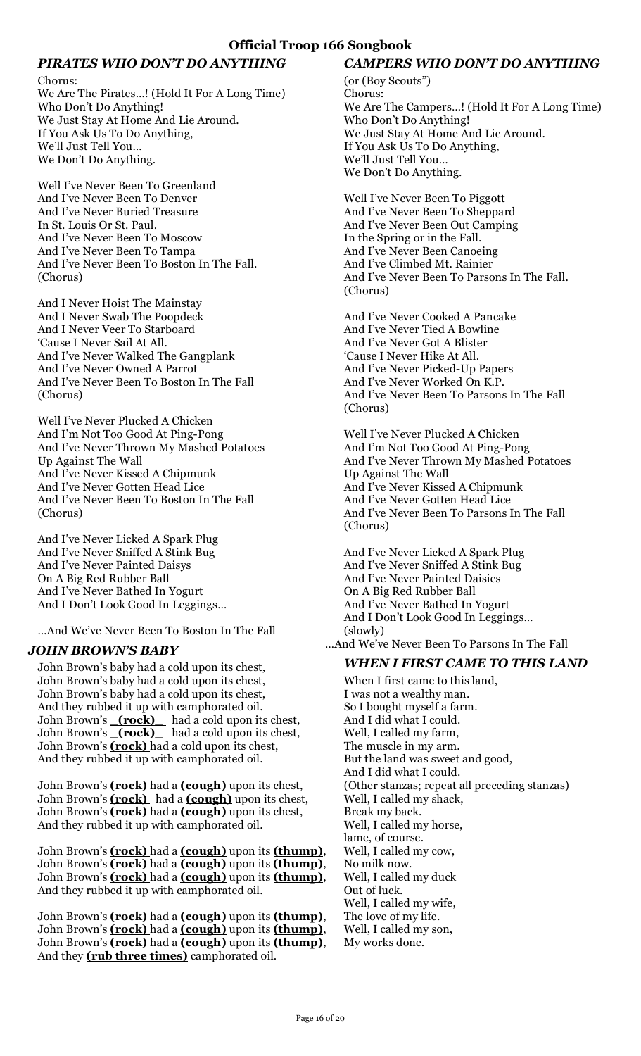# Official Troop 166 Songbook

## *PIRATES WHO DON'T DO ANYTHING*

Chorus:
We Are The Pirates…! (Hold It For A Long Time)
Who Don't Do Anything!
We Just Stay At Home And Lie Around.
If You Ask Us To Do Anything,
We'll Just Tell You…
We Don't Do Anything.

Well I've Never Been To Greenland
And I've Never Been To Denver
And I've Never Buried Treasure
In St. Louis Or St. Paul.
And I've Never Been To Moscow
And I've Never Been To Tampa
And I've Never Been To Boston In The Fall.
(Chorus)

And I Never Hoist The Mainstay
And I Never Swab The Poopdeck
And I Never Veer To Starboard
'Cause I Never Sail At All.
And I've Never Walked The Gangplank
And I've Never Owned A Parrot
And I've Never Been To Boston In The Fall
(Chorus)

Well I've Never Plucked A Chicken
And I'm Not Too Good At Ping-Pong
And I've Never Thrown My Mashed Potatoes
Up Against The Wall
And I've Never Kissed A Chipmunk
And I've Never Gotten Head Lice
And I've Never Been To Boston In The Fall
(Chorus)

And I've Never Licked A Spark Plug
And I've Never Sniffed A Stink Bug
And I've Never Painted Daisys
On A Big Red Rubber Ball
And I've Never Bathed In Yogurt
And I Don't Look Good In Leggings…

…And We've Never Been To Boston In The Fall

## *JOHN BROWN'S BABY*

John Brown's baby had a cold upon its chest,
John Brown's baby had a cold upon its chest,
John Brown's baby had a cold upon its chest,
And they rubbed it up with camphorated oil.
John Brown's **(rock)** had a cold upon its chest,
John Brown's **(rock)** had a cold upon its chest,
John Brown's **(rock)** had a cold upon its chest,
And they rubbed it up with camphorated oil.

John Brown's **(rock)** had a **(cough)** upon its chest,
John Brown's **(rock)** had a **(cough)** upon its chest,
John Brown's **(rock)** had a **(cough)** upon its chest,
And they rubbed it up with camphorated oil.

John Brown's **(rock)** had a **(cough)** upon its **(thump)**,
John Brown's **(rock)** had a **(cough)** upon its **(thump)**,
John Brown's **(rock)** had a **(cough)** upon its **(thump)**,
And they rubbed it up with camphorated oil.

John Brown's **(rock)** had a **(cough)** upon its **(thump)**,
John Brown's **(rock)** had a **(cough)** upon its **(thump)**,
John Brown's **(rock)** had a **(cough)** upon its **(thump)**,
And they **(rub three times)** camphorated oil.

## *CAMPERS WHO DON'T DO ANYTHING*

(or (Boy Scouts")
Chorus:
We Are The Campers…! (Hold It For A Long Time)
Who Don't Do Anything!
We Just Stay At Home And Lie Around.
If You Ask Us To Do Anything,
We'll Just Tell You…
We Don't Do Anything.

Well I've Never Been To Piggott
And I've Never Been To Sheppard
And I've Never Been Out Camping
In the Spring or in the Fall.
And I've Never Been Canoeing
And I've Climbed Mt. Rainier
And I've Never Been To Parsons In The Fall.
(Chorus)

And I've Never Cooked A Pancake
And I've Never Tied A Bowline
And I've Never Got A Blister
'Cause I Never Hike At All.
And I've Never Picked-Up Papers
And I've Never Worked On K.P.
And I've Never Been To Parsons In The Fall
(Chorus)

Well I've Never Plucked A Chicken
And I'm Not Too Good At Ping-Pong
And I've Never Thrown My Mashed Potatoes
Up Against The Wall
And I've Never Kissed A Chipmunk
And I've Never Gotten Head Lice
And I've Never Been To Parsons In The Fall
(Chorus)

And I've Never Licked A Spark Plug
And I've Never Sniffed A Stink Bug
And I've Never Painted Daisies
On A Big Red Rubber Ball
And I've Never Bathed In Yogurt
And I Don't Look Good In Leggings…
(slowly)
…And We've Never Been To Parsons In The Fall

## *WHEN I FIRST CAME TO THIS LAND*

When I first came to this land,
I was not a wealthy man.
So I bought myself a farm.
And I did what I could.
Well, I called my farm,
The muscle in my arm.
But the land was sweet and good,
And I did what I could.
(Other stanzas; repeat all preceding stanzas)
Well, I called my shack,
Break my back.
Well, I called my horse,
lame, of course.
Well, I called my cow,
No milk now.
Well, I called my duck
Out of luck.
Well, I called my wife,
The love of my life.
Well, I called my son,
My works done.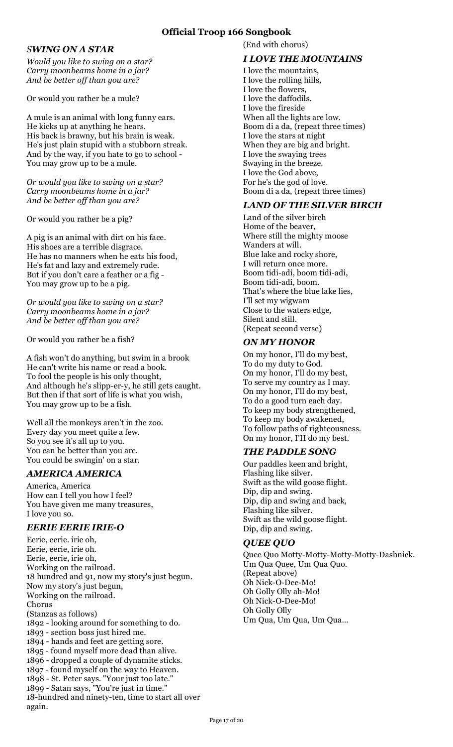# Official Troop 166 Songbook

## *SWING ON A STAR*

*Would you like to swing on a star?*
*Carry moonbeams home in a jar?*
*And be better off than you are?*

Or would you rather be a mule?

A mule is an animal with long funny ears.
He kicks up at anything he hears.
His back is brawny, but his brain is weak.
He's just plain stupid with a stubborn streak.
And by the way, if you hate to go to school -
You may grow up to be a mule.

*Or would you like to swing on a star?*
*Carry moonbeams home in a jar?*
*And be better off than you are?*

Or would you rather be a pig?

A pig is an animal with dirt on his face.
His shoes are a terrible disgrace.
He has no manners when he eats his food,
He's fat and lazy and extremely rude.
But if you don't care a feather or a fig -
You may grow up to be a pig.

*Or would you like to swing on a star?*
*Carry moonbeams home in a jar?*
*And be better off than you are?*

Or would you rather be a fish?

A fish won't do anything, but swim in a brook
He can't write his name or read a book.
To fool the people is his only thought,
And although he's slipp-er-y, he still gets caught.
But then if that sort of life is what you wish,
You may grow up to be a fish.

Well all the monkeys aren't in the zoo.
Every day you meet quite a few.
So you see it's all up to you.
You can be better than you are.
You could be swingin' on a star.

## *AMERICA AMERICA*

America, America
How can I tell you how I feel?
You have given me many treasures,
I love you so.

## *EERIE EERIE IRIE-O*

Eerie, eerie. irie oh,
Eerie, eerie, irie oh.
Eerie, eerie, irie oh,
Working on the railroad.
18 hundred and 91, now my story's just begun.
Now my story's just begun,
Working on the railroad.
Chorus
(Stanzas as follows)
1892 - looking around for something to do.
1893 - section boss just hired me.
1894 - hands and feet are getting sore.
1895 - found myself more dead than alive.
1896 - dropped a couple of dynamite sticks.
1897 - found myself on the way to Heaven.
1898 - St. Peter says. "Your just too late."
1899 - Satan says, "You're just in time."
18-hundred and ninety-ten, time to start all over again.
(End with chorus)

## *I LOVE THE MOUNTAINS*

I love the mountains,
I love the rolling hills,
I love the flowers,
I love the daffodils.
I love the fireside
When all the lights are low.
Boom di a da, (repeat three times)
I love the stars at night
When they are big and bright.
I love the swaying trees
Swaying in the breeze.
I love the God above,
For he's the god of love.
Boom di a da, (repeat three times)

## *LAND OF THE SILVER BIRCH*

Land of the silver birch
Home of the beaver,
Where still the mighty moose
Wanders at will.
Blue lake and rocky shore,
I will return once more.
Boom tidi-adi, boom tidi-adi,
Boom tidi-adi, boom.
That's where the blue lake lies,
I'll set my wigwam
Close to the waters edge,
Silent and still.
(Repeat second verse)

## *ON MY HONOR*

On my honor, I'll do my best,
To do my duty to God.
On my honor, I'll do my best,
To serve my country as I may.
On my honor, I'll do my best,
To do a good turn each day.
To keep my body strengthened,
To keep my body awakened,
To follow paths of righteousness.
On my honor, I'II do my best.

## *THE PADDLE SONG*

Our paddles keen and bright,
Flashing like silver.
Swift as the wild goose flight.
Dip, dip and swing.
Dip, dip and swing and back,
Flashing like silver.
Swift as the wild goose flight.
Dip, dip and swing.

## *QUEE QUO*

Quee Quo Motty-Motty-Motty-Motty-Dashnick.
Um Qua Quee, Um Qua Quo.
(Repeat above)
Oh Nick-O-Dee-Mo!
Oh Golly Olly ah-Mo!
Oh Nick-O-Dee-Mo!
Oh Golly Olly
Um Qua, Um Qua, Um Qua...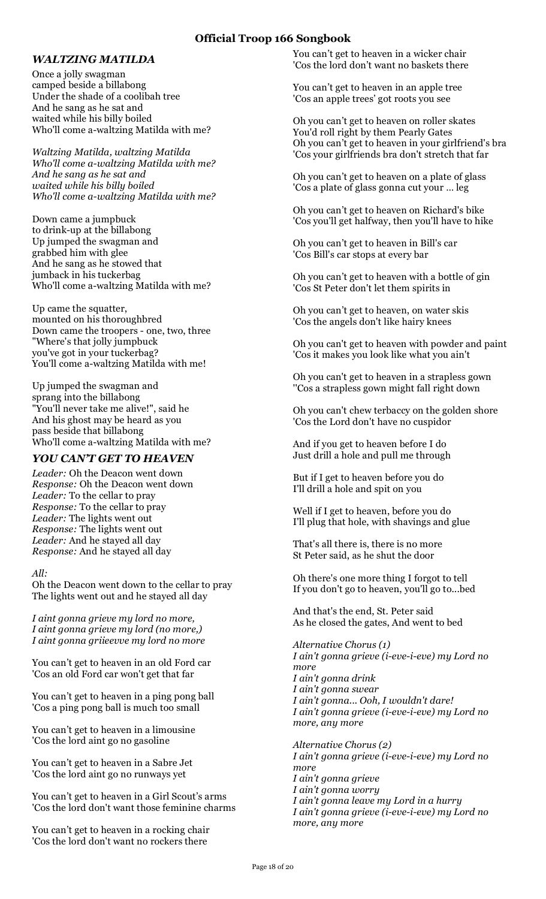### *WALTZING MATILDA*

Once a jolly swagman
camped beside a billabong
Under the shade of a coolibah tree
And he sang as he sat and
waited while his billy boiled
Who'll come a-waltzing Matilda with me?

*Waltzing Matilda, waltzing Matilda*
*Who'll come a-waltzing Matilda with me?*
*And he sang as he sat and*
*waited while his billy boiled*
*Who'll come a-waltzing Matilda with me?*

Down came a jumpbuck
to drink-up at the billabong
Up jumped the swagman and
grabbed him with glee
And he sang as he stowed that
jumback in his tuckerbag
Who'll come a-waltzing Matilda with me?

Up came the squatter,
mounted on his thoroughbred
Down came the troopers - one, two, three
"Where's that jolly jumpbuck
you've got in your tuckerbag?
You'll come a-waltzing Matilda with me!

Up jumped the swagman and
sprang into the billabong
"You'll never take me alive!", said he
And his ghost may be heard as you
pass beside that billabong
Who'll come a-waltzing Matilda with me?

### *YOU CAN'T GET TO HEAVEN*

*Leader:* Oh the Deacon went down
*Response:* Oh the Deacon went down
*Leader:* To the cellar to pray
*Response:* To the cellar to pray
*Leader:* The lights went out
*Response:* The lights went out
*Leader:* And he stayed all day
*Response:* And he stayed all day

*All:*
Oh the Deacon went down to the cellar to pray
The lights went out and he stayed all day

*I aint gonna grieve my lord no more,*
*I aint gonna grieve my lord (no more,)*
*I aint gonna griieevve my lord no more*

You can't get to heaven in an old Ford car
'Cos an old Ford car won't get that far

You can't get to heaven in a ping pong ball
'Cos a ping pong ball is much too small

You can't get to heaven in a limousine
'Cos the lord aint go no gasoline

You can't get to heaven in a Sabre Jet
'Cos the lord aint go no runways yet

You can't get to heaven in a Girl Scout's arms
'Cos the lord don't want those feminine charms

You can't get to heaven in a rocking chair
'Cos the lord don't want no rockers there

You can't get to heaven in a wicker chair
'Cos the lord don't want no baskets there

You can't get to heaven in an apple tree
'Cos an apple trees' got roots you see

Oh you can't get to heaven on roller skates
You'd roll right by them Pearly Gates
Oh you can't get to heaven in your girlfriend's bra
'Cos your girlfriends bra don't stretch that far

Oh you can't get to heaven on a plate of glass
'Cos a plate of glass gonna cut your ... leg

Oh you can't get to heaven on Richard's bike
'Cos you'll get halfway, then you'll have to hike

Oh you can't get to heaven in Bill's car
'Cos Bill's car stops at every bar

Oh you can't get to heaven with a bottle of gin
'Cos St Peter don't let them spirits in

Oh you can't get to heaven, on water skis
'Cos the angels don't like hairy knees

Oh you can't get to heaven with powder and paint
'Cos it makes you look like what you ain't

Oh you can't get to heaven in a strapless gown
''Cos a strapless gown might fall right down

Oh you can't chew terbaccy on the golden shore
'Cos the Lord don't have no cuspidor

And if you get to heaven before I do
Just drill a hole and pull me through

But if I get to heaven before you do
I'll drill a hole and spit on you

Well if I get to heaven, before you do
I'll plug that hole, with shavings and glue

That's all there is, there is no more
St Peter said, as he shut the door

Oh there's one more thing I forgot to tell
If you don't go to heaven, you'll go to...bed

And that's the end, St. Peter said
As he closed the gates, And went to bed

*Alternative Chorus (1)*
*I ain't gonna grieve (i-eve-i-eve) my Lord no more*
*I ain't gonna drink*
*I ain't gonna swear*
*I ain't gonna... Ooh, I wouldn't dare!*
*I ain't gonna grieve (i-eve-i-eve) my Lord no more, any more*

*Alternative Chorus (2)*
*I ain't gonna grieve (i-eve-i-eve) my Lord no more*
*I ain't gonna grieve*
*I ain't gonna worry*
*I ain't gonna leave my Lord in a hurry*
*I ain't gonna grieve (i-eve-i-eve) my Lord no more, any more*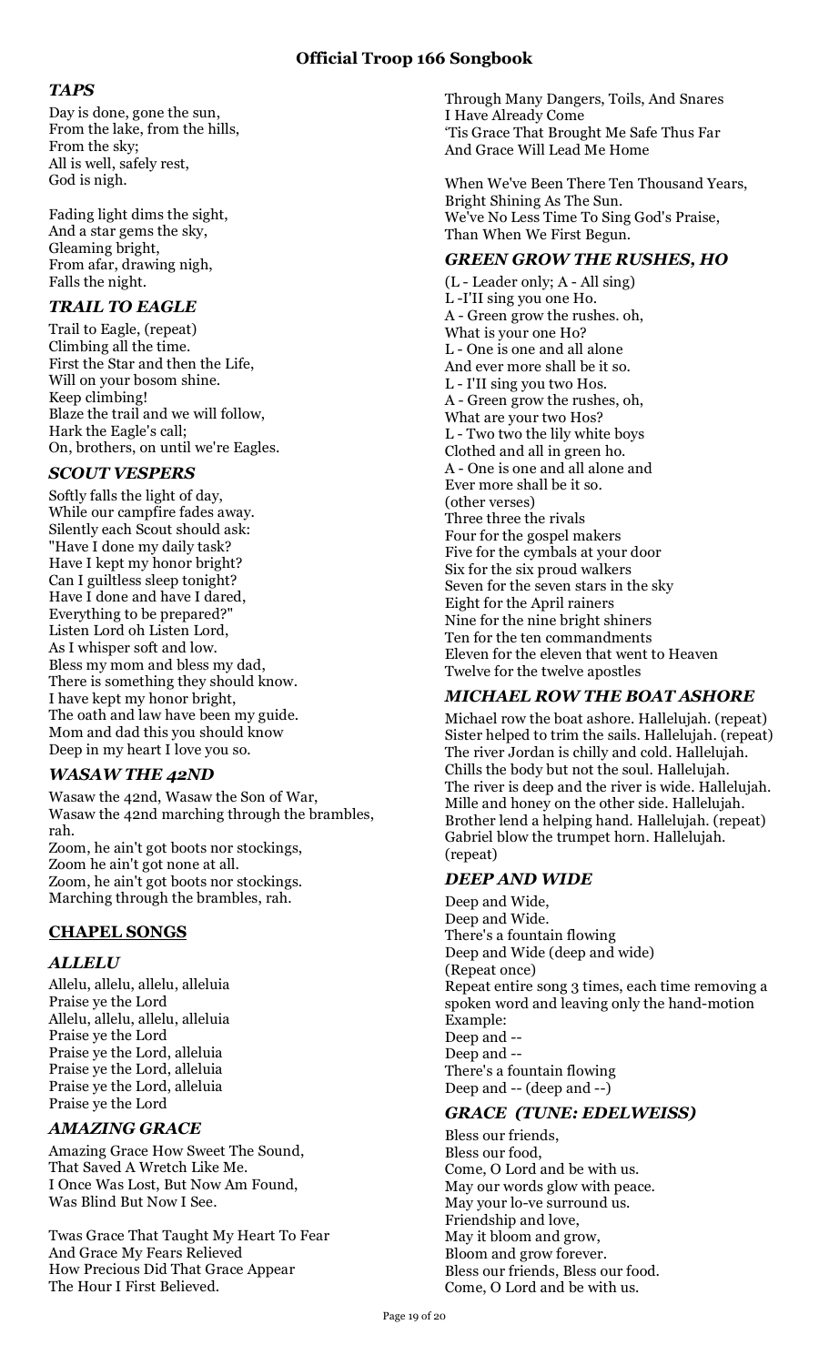# Official Troop 166 Songbook

### *TAPS*

Day is done, gone the sun,
From the lake, from the hills,
From the sky;
All is well, safely rest,
God is nigh.

Fading light dims the sight,
And a star gems the sky,
Gleaming bright,
From afar, drawing nigh,
Falls the night.

### *TRAIL TO EAGLE*

Trail to Eagle, (repeat)
Climbing all the time.
First the Star and then the Life,
Will on your bosom shine.
Keep climbing!
Blaze the trail and we will follow,
Hark the Eagle's call;
On, brothers, on until we're Eagles.

### *SCOUT VESPERS*

Softly falls the light of day,
While our campfire fades away.
Silently each Scout should ask:
"Have I done my daily task?
Have I kept my honor bright?
Can I guiltless sleep tonight?
Have I done and have I dared,
Everything to be prepared?"
Listen Lord oh Listen Lord,
As I whisper soft and low.
Bless my mom and bless my dad,
There is something they should know.
I have kept my honor bright,
The oath and law have been my guide.
Mom and dad this you should know
Deep in my heart I love you so.

### *WASAW THE 42ND*

Wasaw the 42nd, Wasaw the Son of War,
Wasaw the 42nd marching through the brambles, rah.
Zoom, he ain't got boots nor stockings,
Zoom he ain't got none at all.
Zoom, he ain't got boots nor stockings.
Marching through the brambles, rah.

## CHAPEL SONGS

### *ALLELU*

Allelu, allelu, allelu, alleluia
Praise ye the Lord
Allelu, allelu, allelu, alleluia
Praise ye the Lord
Praise ye the Lord, alleluia
Praise ye the Lord, alleluia
Praise ye the Lord, alleluia
Praise ye the Lord

### *AMAZING GRACE*

Amazing Grace How Sweet The Sound,
That Saved A Wretch Like Me.
I Once Was Lost, But Now Am Found,
Was Blind But Now I See.

Twas Grace That Taught My Heart To Fear
And Grace My Fears Relieved
How Precious Did That Grace Appear
The Hour I First Believed.

Through Many Dangers, Toils, And Snares
I Have Already Come
'Tis Grace That Brought Me Safe Thus Far
And Grace Will Lead Me Home

When We've Been There Ten Thousand Years,
Bright Shining As The Sun.
We've No Less Time To Sing God's Praise,
Than When We First Begun.

### *GREEN GROW THE RUSHES, HO*

(L - Leader only; A - All sing)
L -I'II sing you one Ho.
A - Green grow the rushes. oh,
What is your one Ho?
L - One is one and all alone
And ever more shall be it so.
L - I'II sing you two Hos.
A - Green grow the rushes, oh,
What are your two Hos?
L - Two two the lily white boys
Clothed and all in green ho.
A - One is one and all alone and
Ever more shall be it so.
(other verses)
Three three the rivals
Four for the gospel makers
Five for the cymbals at your door
Six for the six proud walkers
Seven for the seven stars in the sky
Eight for the April rainers
Nine for the nine bright shiners
Ten for the ten commandments
Eleven for the eleven that went to Heaven
Twelve for the twelve apostles

### *MICHAEL ROW THE BOAT ASHORE*

Michael row the boat ashore. Hallelujah. (repeat)
Sister helped to trim the sails. Hallelujah. (repeat)
The river Jordan is chilly and cold. Hallelujah.
Chills the body but not the soul. Hallelujah.
The river is deep and the river is wide. Hallelujah.
Mille and honey on the other side. Hallelujah.
Brother lend a helping hand. Hallelujah. (repeat)
Gabriel blow the trumpet horn. Hallelujah. (repeat)

### *DEEP AND WIDE*

Deep and Wide,
Deep and Wide.
There's a fountain flowing
Deep and Wide (deep and wide)
(Repeat once)
Repeat entire song 3 times, each time removing a spoken word and leaving only the hand-motion
Example:
Deep and --
Deep and --
There's a fountain flowing
Deep and -- (deep and --)

### *GRACE (TUNE: EDELWEISS)*

Bless our friends,
Bless our food,
Come, O Lord and be with us.
May our words glow with peace.
May your lo-ve surround us.
Friendship and love,
May it bloom and grow,
Bloom and grow forever.
Bless our friends, Bless our food.
Come, O Lord and be with us.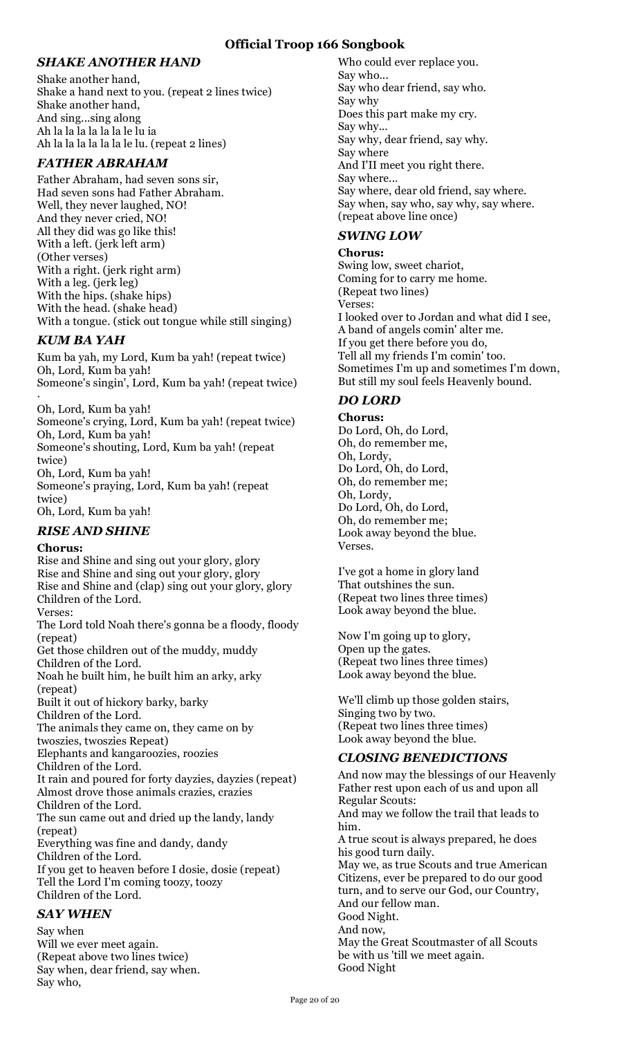# Official Troop 166 Songbook

## *SHAKE ANOTHER HAND*

Shake another hand,
Shake a hand next to you. (repeat 2 lines twice)
Shake another hand,
And sing...sing along
Ah la la la la la la le lu ia
Ah la la la la la la le lu. (repeat 2 lines)

## *FATHER ABRAHAM*

Father Abraham, had seven sons sir,
Had seven sons had Father Abraham.
Well, they never laughed, NO!
And they never cried, NO!
All they did was go like this!
With a left. (jerk left arm)
(Other verses)
With a right. (jerk right arm)
With a leg. (jerk leg)
With the hips. (shake hips)
With the head. (shake head)
With a tongue. (stick out tongue while still singing)

## *KUM BA YAH*

Kum ba yah, my Lord, Kum ba yah! (repeat twice)
Oh, Lord, Kum ba yah!
Someone's singin', Lord, Kum ba yah! (repeat twice)
.
Oh, Lord, Kum ba yah!
Someone's crying, Lord, Kum ba yah! (repeat twice)
Oh, Lord, Kum ba yah!
Someone's shouting, Lord, Kum ba yah! (repeat twice)
Oh, Lord, Kum ba yah!
Someone's praying, Lord, Kum ba yah! (repeat twice)
Oh, Lord, Kum ba yah!

## *RISE AND SHINE*

**Chorus:**
Rise and Shine and sing out your glory, glory
Rise and Shine and sing out your glory, glory
Rise and Shine and (clap) sing out your glory, glory
Children of the Lord.
Verses:
The Lord told Noah there's gonna be a floody, floody (repeat)
Get those children out of the muddy, muddy
Children of the Lord.
Noah he built him, he built him an arky, arky (repeat)
Built it out of hickory barky, barky
Children of the Lord.
The animals they came on, they came on by twoszies, twoszies Repeat)
Elephants and kangaroozies, roozies
Children of the Lord.
It rain and poured for forty dayzies, dayzies (repeat)
Almost drove those animals crazies, crazies
Children of the Lord.
The sun came out and dried up the landy, landy (repeat)
Everything was fine and dandy, dandy
Children of the Lord.
If you get to heaven before I dosie, dosie (repeat)
Tell the Lord I'm coming toozy, toozy
Children of the Lord.

## *SAY WHEN*

Say when
Will we ever meet again.
(Repeat above two lines twice)
Say when, dear friend, say when.
Say who,
Who could ever replace you.
Say who...
Say who dear friend, say who.
Say why
Does this part make my cry.
Say why...
Say why, dear friend, say why.
Say where
And I'II meet you right there.
Say where...
Say where, dear old friend, say where.
Say when, say who, say why, say where.
(repeat above line once)

## *SWING LOW*

**Chorus:**
Swing low, sweet chariot,
Coming for to carry me home.
(Repeat two lines)
Verses:
I looked over to Jordan and what did I see,
A band of angels comin' alter me.
If you get there before you do,
Tell all my friends I'm comin' too.
Sometimes I'm up and sometimes I'm down,
But still my soul feels Heavenly bound.

## *DO LORD*

**Chorus:**
Do Lord, Oh, do Lord,
Oh, do remember me,
Oh, Lordy,
Do Lord, Oh, do Lord,
Oh, do remember me;
Oh, Lordy,
Do Lord, Oh, do Lord,
Oh, do remember me;
Look away beyond the blue.
Verses.

I've got a home in glory land
That outshines the sun.
(Repeat two lines three times)
Look away beyond the blue.

Now I'm going up to glory,
Open up the gates.
(Repeat two lines three times)
Look away beyond the blue.

We'll climb up those golden stairs,
Singing two by two.
(Repeat two lines three times)
Look away beyond the blue.

## *CLOSING BENEDICTIONS*

And now may the blessings of our Heavenly Father rest upon each of us and upon all Regular Scouts:
And may we follow the trail that leads to him.
A true scout is always prepared, he does his good turn daily.
May we, as true Scouts and true American Citizens, ever be prepared to do our good turn, and to serve our God, our Country, And our fellow man.
Good Night.
And now,
May the Great Scoutmaster of all Scouts be with us 'till we meet again.
Good Night